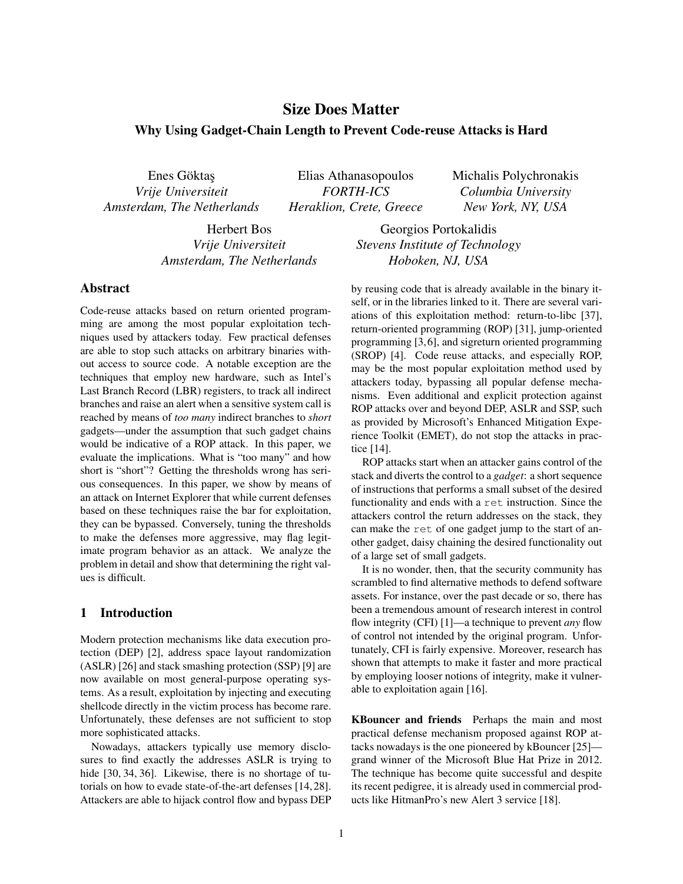# Size Does Matter

## Why Using Gadget-Chain Length to Prevent Code-reuse Attacks is Hard

Enes Göktaş
*Vrije Universiteit*
*Amsterdam, The Netherlands*

Elias Athanasopoulos
*FORTH-ICS*
*Heraklion, Crete, Greece*

Michalis Polychronakis
*Columbia University*
*New York, NY, USA*

Herbert Bos
*Vrije Universiteit*
*Amsterdam, The Netherlands*

Georgios Portokalidis
*Stevens Institute of Technology*
*Hoboken, NJ, USA*

## Abstract

Code-reuse attacks based on return oriented programming are among the most popular exploitation techniques used by attackers today. Few practical defenses are able to stop such attacks on arbitrary binaries without access to source code. A notable exception are the techniques that employ new hardware, such as Intel's Last Branch Record (LBR) registers, to track all indirect branches and raise an alert when a sensitive system call is reached by means of *too many* indirect branches to *short* gadgets—under the assumption that such gadget chains would be indicative of a ROP attack. In this paper, we evaluate the implications. What is "too many" and how short is "short"? Getting the thresholds wrong has serious consequences. In this paper, we show by means of an attack on Internet Explorer that while current defenses based on these techniques raise the bar for exploitation, they can be bypassed. Conversely, tuning the thresholds to make the defenses more aggressive, may flag legitimate program behavior as an attack. We analyze the problem in detail and show that determining the right values is difficult.

## 1 Introduction

Modern protection mechanisms like data execution protection (DEP) [2], address space layout randomization (ASLR) [26] and stack smashing protection (SSP) [9] are now available on most general-purpose operating systems. As a result, exploitation by injecting and executing shellcode directly in the victim process has become rare. Unfortunately, these defenses are not sufficient to stop more sophisticated attacks.

Nowadays, attackers typically use memory disclosures to find exactly the addresses ASLR is trying to hide [30, 34, 36]. Likewise, there is no shortage of tutorials on how to evade state-of-the-art defenses [14, 28]. Attackers are able to hijack control flow and bypass DEP by reusing code that is already available in the binary itself, or in the libraries linked to it. There are several variations of this exploitation method: return-to-libc [37], return-oriented programming (ROP) [31], jump-oriented programming [3, 6], and sigreturn oriented programming (SROP) [4]. Code reuse attacks, and especially ROP, may be the most popular exploitation method used by attackers today, bypassing all popular defense mechanisms. Even additional and explicit protection against ROP attacks over and beyond DEP, ASLR and SSP, such as provided by Microsoft's Enhanced Mitigation Experience Toolkit (EMET), do not stop the attacks in practice [14].

ROP attacks start when an attacker gains control of the stack and diverts the control to a *gadget*: a short sequence of instructions that performs a small subset of the desired functionality and ends with a `ret` instruction. Since the attackers control the return addresses on the stack, they can make the `ret` of one gadget jump to the start of another gadget, daisy chaining the desired functionality out of a large set of small gadgets.

It is no wonder, then, that the security community has scrambled to find alternative methods to defend software assets. For instance, over the past decade or so, there has been a tremendous amount of research interest in control flow integrity (CFI) [1]—a technique to prevent *any* flow of control not intended by the original program. Unfortunately, CFI is fairly expensive. Moreover, research has shown that attempts to make it faster and more practical by employing looser notions of integrity, make it vulnerable to exploitation again [16].

**KBouncer and friends** Perhaps the main and most practical defense mechanism proposed against ROP attacks nowadays is the one pioneered by kBouncer [25]—grand winner of the Microsoft Blue Hat Prize in 2012. The technique has become quite successful and despite its recent pedigree, it is already used in commercial products like HitmanPro's new Alert 3 service [18].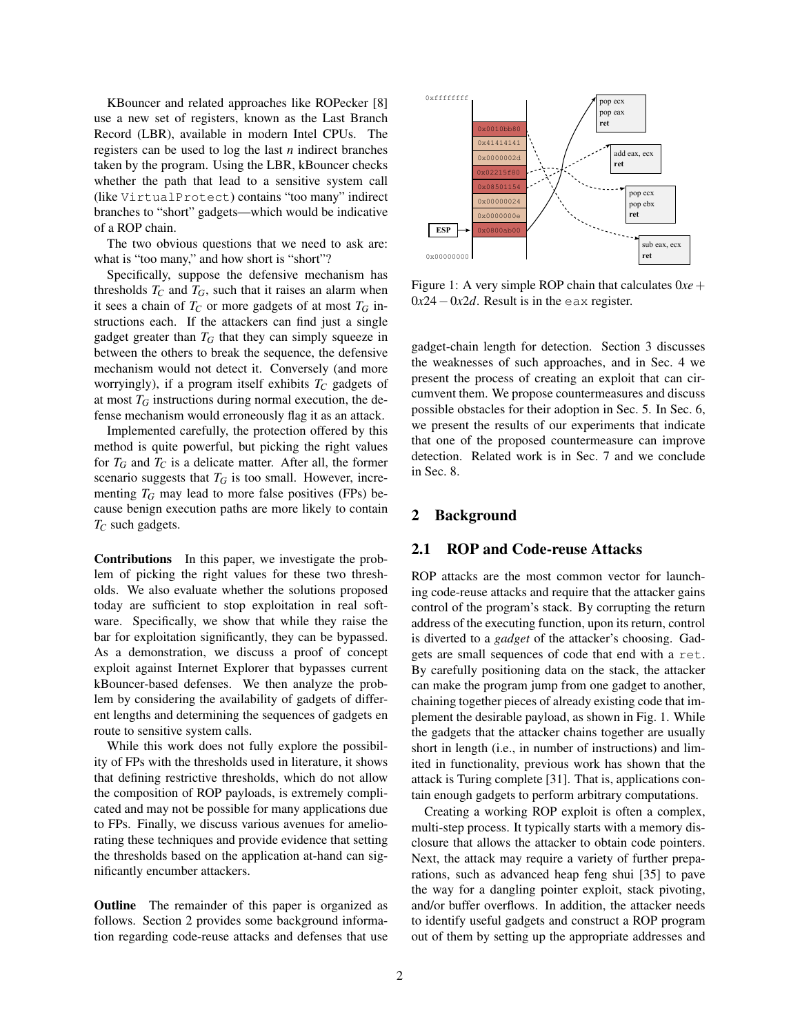KBouncer and related approaches like ROPecker [8] use a new set of registers, known as the Last Branch Record (LBR), available in modern Intel CPUs. The registers can be used to log the last $n$ indirect branches taken by the program. Using the LBR, kBouncer checks whether the path that lead to a sensitive system call (like `VirtualProtect`) contains "too many" indirect branches to "short" gadgets—which would be indicative of a ROP chain.

The two obvious questions that we need to ask are: what is "too many," and how short is "short"?

Specifically, suppose the defensive mechanism has thresholds $T_C$ and $T_G$, such that it raises an alarm when it sees a chain of $T_C$ or more gadgets of at most $T_G$ instructions each. If the attackers can find just a single gadget greater than $T_G$ that they can simply squeeze in between the others to break the sequence, the defensive mechanism would not detect it. Conversely (and more worryingly), if a program itself exhibits $T_C$ gadgets of at most $T_G$ instructions during normal execution, the defense mechanism would erroneously flag it as an attack.

Implemented carefully, the protection offered by this method is quite powerful, but picking the right values for $T_G$ and $T_C$ is a delicate matter. After all, the former scenario suggests that $T_G$ is too small. However, incrementing $T_G$ may lead to more false positives (FPs) because benign execution paths are more likely to contain $T_C$ such gadgets.

**Contributions** In this paper, we investigate the problem of picking the right values for these two thresholds. We also evaluate whether the solutions proposed today are sufficient to stop exploitation in real software. Specifically, we show that while they raise the bar for exploitation significantly, they can be bypassed. As a demonstration, we discuss a proof of concept exploit against Internet Explorer that bypasses current kBouncer-based defenses. We then analyze the problem by considering the availability of gadgets of different lengths and determining the sequences of gadgets en route to sensitive system calls.

While this work does not fully explore the possibility of FPs with the thresholds used in literature, it shows that defining restrictive thresholds, which do not allow the composition of ROP payloads, is extremely complicated and may not be possible for many applications due to FPs. Finally, we discuss various avenues for ameliorating these techniques and provide evidence that setting the thresholds based on the application at-hand can significantly encumber attackers.

**Outline** The remainder of this paper is organized as follows. Section 2 provides some background information regarding code-reuse attacks and defenses that use gadget-chain length for detection. Section 3 discusses the weaknesses of such approaches, and in Sec. 4 we present the process of creating an exploit that can circumvent them. We propose countermeasures and discuss possible obstacles for their adoption in Sec. 5. In Sec. 6, we present the results of our experiments that indicate that one of the proposed countermeasure can improve detection. Related work is in Sec. 7 and we conclude in Sec. 8.

Figure 1: A very simple ROP chain that calculates $0xe + 0x24 - 0x2d$. Result is in the `eax` register.

## 2 Background

### 2.1 ROP and Code-reuse Attacks

ROP attacks are the most common vector for launching code-reuse attacks and require that the attacker gains control of the program's stack. By corrupting the return address of the executing function, upon its return, control is diverted to a *gadget* of the attacker's choosing. Gadgets are small sequences of code that end with a `ret`. By carefully positioning data on the stack, the attacker can make the program jump from one gadget to another, chaining together pieces of already existing code that implement the desirable payload, as shown in Fig. 1. While the gadgets that the attacker chains together are usually short in length (i.e., in number of instructions) and limited in functionality, previous work has shown that the attack is Turing complete [31]. That is, applications contain enough gadgets to perform arbitrary computations.

Creating a working ROP exploit is often a complex, multi-step process. It typically starts with a memory disclosure that allows the attacker to obtain code pointers. Next, the attack may require a variety of further preparations, such as advanced heap feng shui [35] to pave the way for a dangling pointer exploit, stack pivoting, and/or buffer overflows. In addition, the attacker needs to identify useful gadgets and construct a ROP program out of them by setting up the appropriate addresses and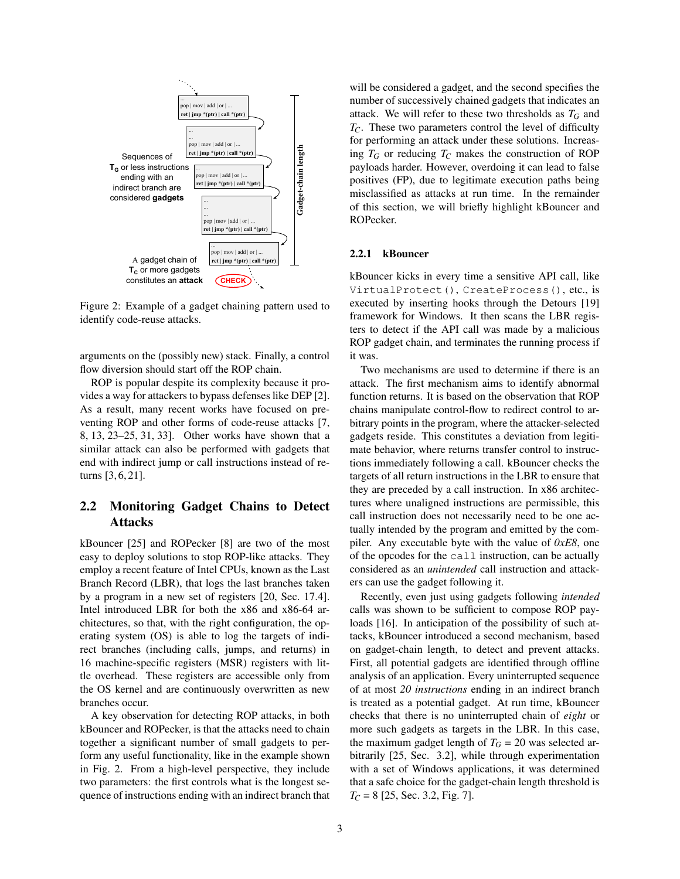Figure 2: Example of a gadget chaining pattern used to identify code-reuse attacks.

arguments on the (possibly new) stack. Finally, a control flow diversion should start off the ROP chain.

ROP is popular despite its complexity because it provides a way for attackers to bypass defenses like DEP [2]. As a result, many recent works have focused on preventing ROP and other forms of code-reuse attacks [7, 8, 13, 23–25, 31, 33]. Other works have shown that a similar attack can also be performed with gadgets that end with indirect jump or call instructions instead of returns [3, 6, 21].

## 2.2 Monitoring Gadget Chains to Detect Attacks

kBouncer [25] and ROPecker [8] are two of the most easy to deploy solutions to stop ROP-like attacks. They employ a recent feature of Intel CPUs, known as the Last Branch Record (LBR), that logs the last branches taken by a program in a new set of registers [20, Sec. 17.4]. Intel introduced LBR for both the x86 and x86-64 architectures, so that, with the right configuration, the operating system (OS) is able to log the targets of indirect branches (including calls, jumps, and returns) in 16 machine-specific registers (MSR) registers with little overhead. These registers are accessible only from the OS kernel and are continuously overwritten as new branches occur.

A key observation for detecting ROP attacks, in both kBouncer and ROPecker, is that the attacks need to chain together a significant number of small gadgets to perform any useful functionality, like in the example shown in Fig. 2. From a high-level perspective, they include two parameters: the first controls what is the longest sequence of instructions ending with an indirect branch that will be considered a gadget, and the second specifies the number of successively chained gadgets that indicates an attack. We will refer to these two thresholds as $T_G$ and $T_C$. These two parameters control the level of difficulty for performing an attack under these solutions. Increasing $T_G$ or reducing $T_C$ makes the construction of ROP payloads harder. However, overdoing it can lead to false positives (FP), due to legitimate execution paths being misclassified as attacks at run time. In the remainder of this section, we will briefly highlight kBouncer and ROPecker.

### 2.2.1 kBouncer

kBouncer kicks in every time a sensitive API call, like `VirtualProtect()`, `CreateProcess()`, etc., is executed by inserting hooks through the Detours [19] framework for Windows. It then scans the LBR registers to detect if the API call was made by a malicious ROP gadget chain, and terminates the running process if it was.

Two mechanisms are used to determine if there is an attack. The first mechanism aims to identify abnormal function returns. It is based on the observation that ROP chains manipulate control-flow to redirect control to arbitrary points in the program, where the attacker-selected gadgets reside. This constitutes a deviation from legitimate behavior, where returns transfer control to instructions immediately following a call. kBouncer checks the targets of all return instructions in the LBR to ensure that they are preceded by a call instruction. In x86 architectures where unaligned instructions are permissible, this call instruction does not necessarily need to be one actually intended by the program and emitted by the compiler. Any executable byte with the value of *0xE8*, one of the opcodes for the `call` instruction, can be actually considered as an *unintended* call instruction and attackers can use the gadget following it.

Recently, even just using gadgets following *intended* calls was shown to be sufficient to compose ROP payloads [16]. In anticipation of the possibility of such attacks, kBouncer introduced a second mechanism, based on gadget-chain length, to detect and prevent attacks. First, all potential gadgets are identified through offline analysis of an application. Every uninterrupted sequence of at most *20 instructions* ending in an indirect branch is treated as a potential gadget. At run time, kBouncer checks that there is no uninterrupted chain of *eight* or more such gadgets as targets in the LBR. In this case, the maximum gadget length of $T_G$ = 20 was selected arbitrarily [25, Sec. 3.2], while through experimentation with a set of Windows applications, it was determined that a safe choice for the gadget-chain length threshold is $T_C$ = 8 [25, Sec. 3.2, Fig. 7].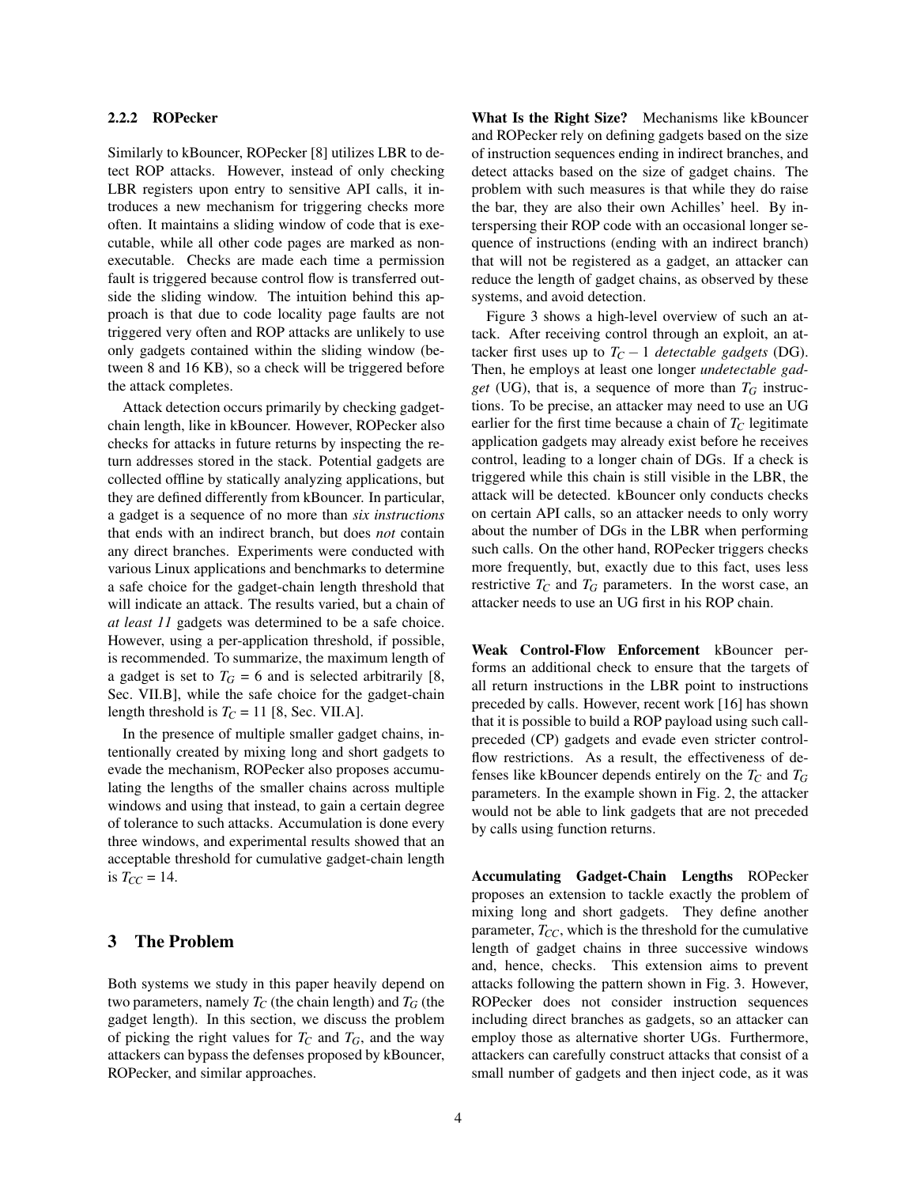### 2.2.2 ROPecker

Similarly to kBouncer, ROPecker [8] utilizes LBR to detect ROP attacks. However, instead of only checking LBR registers upon entry to sensitive API calls, it introduces a new mechanism for triggering checks more often. It maintains a sliding window of code that is executable, while all other code pages are marked as non-executable. Checks are made each time a permission fault is triggered because control flow is transferred outside the sliding window. The intuition behind this approach is that due to code locality page faults are not triggered very often and ROP attacks are unlikely to use only gadgets contained within the sliding window (between 8 and 16 KB), so a check will be triggered before the attack completes.

Attack detection occurs primarily by checking gadget-chain length, like in kBouncer. However, ROPecker also checks for attacks in future returns by inspecting the return addresses stored in the stack. Potential gadgets are collected offline by statically analyzing applications, but they are defined differently from kBouncer. In particular, a gadget is a sequence of no more than *six instructions* that ends with an indirect branch, but does *not* contain any direct branches. Experiments were conducted with various Linux applications and benchmarks to determine a safe choice for the gadget-chain length threshold that will indicate an attack. The results varied, but a chain of *at least 11* gadgets was determined to be a safe choice. However, using a per-application threshold, if possible, is recommended. To summarize, the maximum length of a gadget is set to $T_G = 6$ and is selected arbitrarily [8, Sec. VII.B], while the safe choice for the gadget-chain length threshold is $T_C = 11$ [8, Sec. VII.A].

In the presence of multiple smaller gadget chains, intentionally created by mixing long and short gadgets to evade the mechanism, ROPecker also proposes accumulating the lengths of the smaller chains across multiple windows and using that instead, to gain a certain degree of tolerance to such attacks. Accumulation is done every three windows, and experimental results showed that an acceptable threshold for cumulative gadget-chain length is $T_{CC} = 14$.

## 3 The Problem

Both systems we study in this paper heavily depend on two parameters, namely $T_C$ (the chain length) and $T_G$ (the gadget length). In this section, we discuss the problem of picking the right values for $T_C$ and $T_G$, and the way attackers can bypass the defenses proposed by kBouncer, ROPecker, and similar approaches.

**What Is the Right Size?** Mechanisms like kBouncer and ROPecker rely on defining gadgets based on the size of instruction sequences ending in indirect branches, and detect attacks based on the size of gadget chains. The problem with such measures is that while they do raise the bar, they are also their own Achilles' heel. By interspersing their ROP code with an occasional longer sequence of instructions (ending with an indirect branch) that will not be registered as a gadget, an attacker can reduce the length of gadget chains, as observed by these systems, and avoid detection.

Figure 3 shows a high-level overview of such an attack. After receiving control through an exploit, an attacker first uses up to $T_C - 1$ *detectable gadgets* (DG). Then, he employs at least one longer *undetectable gadget* (UG), that is, a sequence of more than $T_G$ instructions. To be precise, an attacker may need to use an UG earlier for the first time because a chain of $T_C$ legitimate application gadgets may already exist before he receives control, leading to a longer chain of DGs. If a check is triggered while this chain is still visible in the LBR, the attack will be detected. kBouncer only conducts checks on certain API calls, so an attacker needs to only worry about the number of DGs in the LBR when performing such calls. On the other hand, ROPecker triggers checks more frequently, but, exactly due to this fact, uses less restrictive $T_C$ and $T_G$ parameters. In the worst case, an attacker needs to use an UG first in his ROP chain.

**Weak Control-Flow Enforcement** kBouncer performs an additional check to ensure that the targets of all return instructions in the LBR point to instructions preceded by calls. However, recent work [16] has shown that it is possible to build a ROP payload using such call-preceded (CP) gadgets and evade even stricter control-flow restrictions. As a result, the effectiveness of defenses like kBouncer depends entirely on the $T_C$ and $T_G$ parameters. In the example shown in Fig. 2, the attacker would not be able to link gadgets that are not preceded by calls using function returns.

**Accumulating Gadget-Chain Lengths** ROPecker proposes an extension to tackle exactly the problem of mixing long and short gadgets. They define another parameter, $T_{CC}$, which is the threshold for the cumulative length of gadget chains in three successive windows and, hence, checks. This extension aims to prevent attacks following the pattern shown in Fig. 3. However, ROPecker does not consider instruction sequences including direct branches as gadgets, so an attacker can employ those as alternative shorter UGs. Furthermore, attackers can carefully construct attacks that consist of a small number of gadgets and then inject code, as it was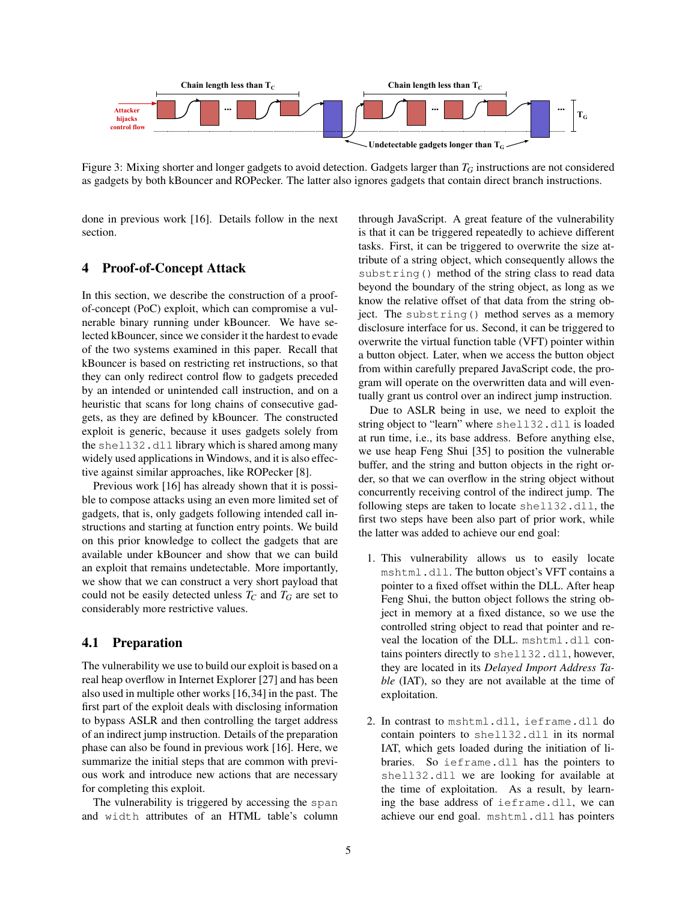Figure 3: Mixing shorter and longer gadgets to avoid detection. Gadgets larger than $T_G$ instructions are not considered as gadgets by both kBouncer and ROPecker. The latter also ignores gadgets that contain direct branch instructions.

done in previous work [16]. Details follow in the next section.

## 4 Proof-of-Concept Attack

In this section, we describe the construction of a proof-of-concept (PoC) exploit, which can compromise a vulnerable binary running under kBouncer. We have selected kBouncer, since we consider it the hardest to evade of the two systems examined in this paper. Recall that kBouncer is based on restricting ret instructions, so that they can only redirect control flow to gadgets preceded by an intended or unintended call instruction, and on a heuristic that scans for long chains of consecutive gadgets, as they are defined by kBouncer. The constructed exploit is generic, because it uses gadgets solely from the `shell32.dll` library which is shared among many widely used applications in Windows, and it is also effective against similar approaches, like ROPecker [8].

Previous work [16] has already shown that it is possible to compose attacks using an even more limited set of gadgets, that is, only gadgets following intended call instructions and starting at function entry points. We build on this prior knowledge to collect the gadgets that are available under kBouncer and show that we can build an exploit that remains undetectable. More importantly, we show that we can construct a very short payload that could not be easily detected unless $T_C$ and $T_G$ are set to considerably more restrictive values.

### 4.1 Preparation

The vulnerability we use to build our exploit is based on a real heap overflow in Internet Explorer [27] and has been also used in multiple other works [16,34] in the past. The first part of the exploit deals with disclosing information to bypass ASLR and then controlling the target address of an indirect jump instruction. Details of the preparation phase can also be found in previous work [16]. Here, we summarize the initial steps that are common with previous work and introduce new actions that are necessary for completing this exploit.

The vulnerability is triggered by accessing the `span` and `width` attributes of an HTML table's column through JavaScript. A great feature of the vulnerability is that it can be triggered repeatedly to achieve different tasks. First, it can be triggered to overwrite the size attribute of a string object, which consequently allows the `substring()` method of the string class to read data beyond the boundary of the string object, as long as we know the relative offset of that data from the string object. The `substring()` method serves as a memory disclosure interface for us. Second, it can be triggered to overwrite the virtual function table (VFT) pointer within a button object. Later, when we access the button object from within carefully prepared JavaScript code, the program will operate on the overwritten data and will eventually grant us control over an indirect jump instruction.

Due to ASLR being in use, we need to exploit the string object to "learn" where `shell32.dll` is loaded at run time, i.e., its base address. Before anything else, we use heap Feng Shui [35] to position the vulnerable buffer, and the string and button objects in the right order, so that we can overflow in the string object without concurrently receiving control of the indirect jump. The following steps are taken to locate `shell32.dll`, the first two steps have been also part of prior work, while the latter was added to achieve our end goal:

1. This vulnerability allows us to easily locate `mshtml.dll`. The button object's VFT contains a pointer to a fixed offset within the DLL. After heap Feng Shui, the button object follows the string object in memory at a fixed distance, so we use the controlled string object to read that pointer and reveal the location of the DLL. `mshtml.dll` contains pointers directly to `shell32.dll`, however, they are located in its *Delayed Import Address Table* (IAT), so they are not available at the time of exploitation.

2. In contrast to `mshtml.dll`, `ieframe.dll` do contain pointers to `shell32.dll` in its normal IAT, which gets loaded during the initiation of libraries. So `ieframe.dll` has the pointers to `shell32.dll` we are looking for available at the time of exploitation. As a result, by learning the base address of `ieframe.dll`, we can achieve our end goal. `mshtml.dll` has pointers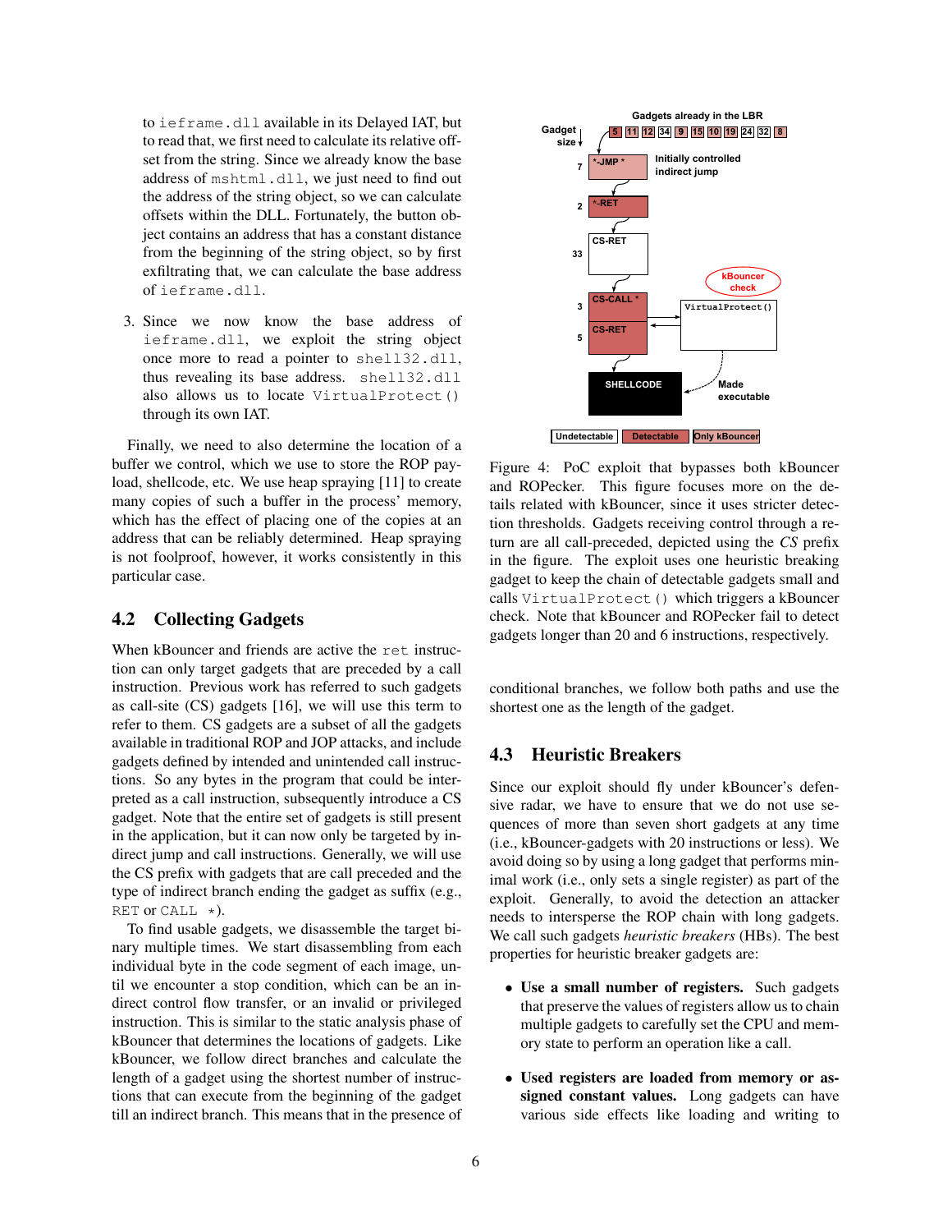to ieframe.dll available in its Delayed IAT, but to read that, we first need to calculate its relative offset from the string. Since we already know the base address of mshtml.dll, we just need to find out the address of the string object, so we can calculate offsets within the DLL. Fortunately, the button object contains an address that has a constant distance from the beginning of the string object, so by first exfiltrating that, we can calculate the base address of ieframe.dll.

3. Since we now know the base address of ieframe.dll, we exploit the string object once more to read a pointer to shell32.dll, thus revealing its base address. shell32.dll also allows us to locate VirtualProtect() through its own IAT.

Finally, we need to also determine the location of a buffer we control, which we use to store the ROP payload, shellcode, etc. We use heap spraying [11] to create many copies of such a buffer in the process' memory, which has the effect of placing one of the copies at an address that can be reliably determined. Heap spraying is not foolproof, however, it works consistently in this particular case.

## 4.2 Collecting Gadgets

When kBouncer and friends are active the ret instruction can only target gadgets that are preceded by a call instruction. Previous work has referred to such gadgets as call-site (CS) gadgets [16], we will use this term to refer to them. CS gadgets are a subset of all the gadgets available in traditional ROP and JOP attacks, and include gadgets defined by intended and unintended call instructions. So any bytes in the program that could be interpreted as a call instruction, subsequently introduce a CS gadget. Note that the entire set of gadgets is still present in the application, but it can now only be targeted by indirect jump and call instructions. Generally, we will use the CS prefix with gadgets that are call preceded and the type of indirect branch ending the gadget as suffix (e.g., RET or CALL *).

To find usable gadgets, we disassemble the target binary multiple times. We start disassembling from each individual byte in the code segment of each image, until we encounter a stop condition, which can be an indirect control flow transfer, or an invalid or privileged instruction. This is similar to the static analysis phase of kBouncer that determines the locations of gadgets. Like kBouncer, we follow direct branches and calculate the length of a gadget using the shortest number of instructions that can execute from the beginning of the gadget till an indirect branch. This means that in the presence of conditional branches, we follow both paths and use the shortest one as the length of the gadget.

Figure 4: PoC exploit that bypasses both kBouncer and ROPecker. This figure focuses more on the details related with kBouncer, since it uses stricter detection thresholds. Gadgets receiving control through a return are all call-preceded, depicted using the *CS* prefix in the figure. The exploit uses one heuristic breaking gadget to keep the chain of detectable gadgets small and calls VirtualProtect() which triggers a kBouncer check. Note that kBouncer and ROPecker fail to detect gadgets longer than 20 and 6 instructions, respectively.

## 4.3 Heuristic Breakers

Since our exploit should fly under kBouncer's defensive radar, we have to ensure that we do not use sequences of more than seven short gadgets at any time (i.e., kBouncer-gadgets with 20 instructions or less). We avoid doing so by using a long gadget that performs minimal work (i.e., only sets a single register) as part of the exploit. Generally, to avoid the detection an attacker needs to intersperse the ROP chain with long gadgets. We call such gadgets *heuristic breakers* (HBs). The best properties for heuristic breaker gadgets are:

- **Use a small number of registers.** Such gadgets that preserve the values of registers allow us to chain multiple gadgets to carefully set the CPU and memory state to perform an operation like a call.
- **Used registers are loaded from memory or assigned constant values.** Long gadgets can have various side effects like loading and writing to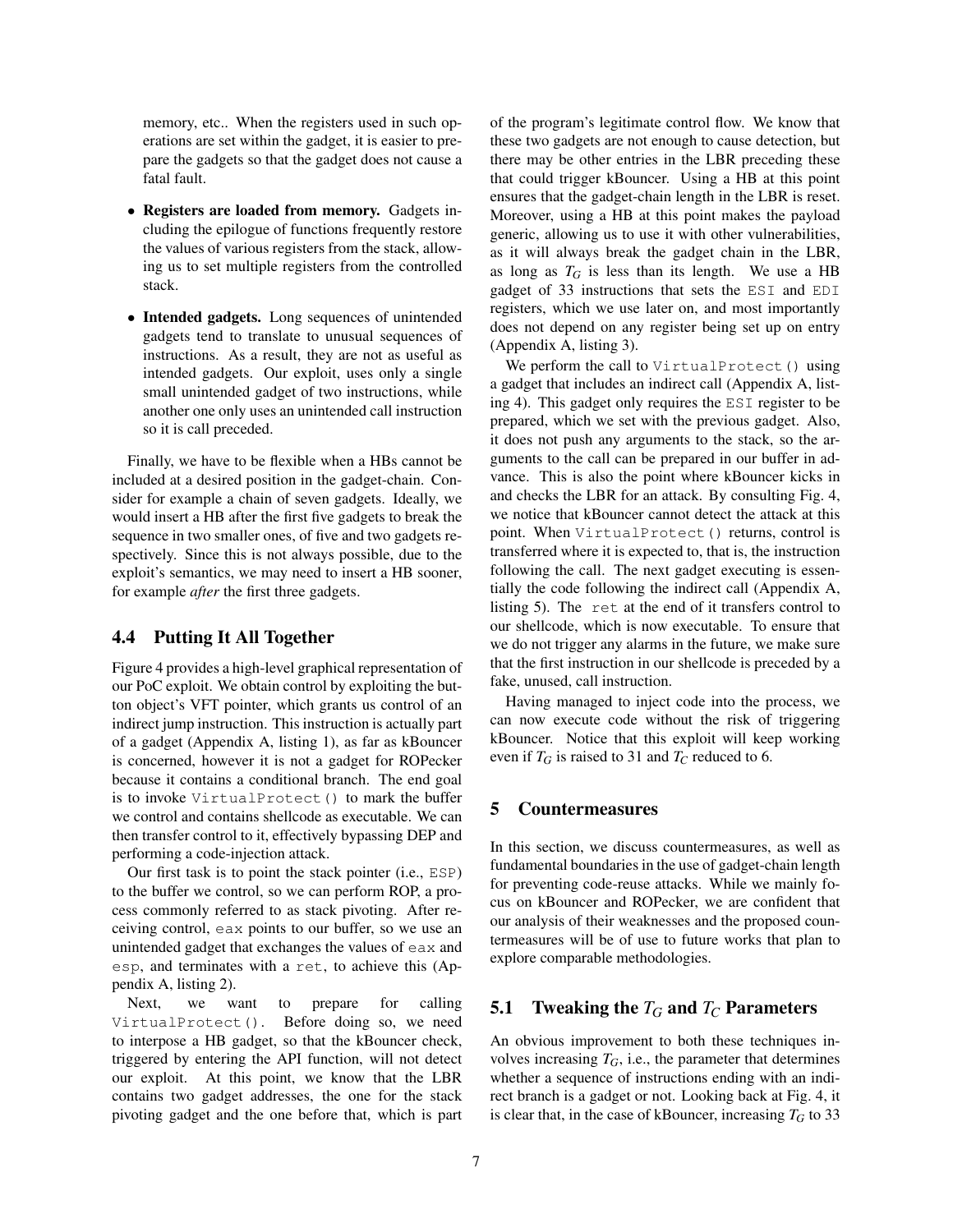memory, etc.. When the registers used in such operations are set within the gadget, it is easier to prepare the gadgets so that the gadget does not cause a fatal fault.

- **Registers are loaded from memory.** Gadgets including the epilogue of functions frequently restore the values of various registers from the stack, allowing us to set multiple registers from the controlled stack.
- **Intended gadgets.** Long sequences of unintended gadgets tend to translate to unusual sequences of instructions. As a result, they are not as useful as intended gadgets. Our exploit, uses only a single small unintended gadget of two instructions, while another one only uses an unintended call instruction so it is call preceded.

Finally, we have to be flexible when a HBs cannot be included at a desired position in the gadget-chain. Consider for example a chain of seven gadgets. Ideally, we would insert a HB after the first five gadgets to break the sequence in two smaller ones, of five and two gadgets respectively. Since this is not always possible, due to the exploit's semantics, we may need to insert a HB sooner, for example *after* the first three gadgets.

## 4.4 Putting It All Together

Figure 4 provides a high-level graphical representation of our PoC exploit. We obtain control by exploiting the button object's VFT pointer, which grants us control of an indirect jump instruction. This instruction is actually part of a gadget (Appendix A, listing 1), as far as kBouncer is concerned, however it is not a gadget for ROPecker because it contains a conditional branch. The end goal is to invoke `VirtualProtect()` to mark the buffer we control and contains shellcode as executable. We can then transfer control to it, effectively bypassing DEP and performing a code-injection attack.

Our first task is to point the stack pointer (i.e., `ESP`) to the buffer we control, so we can perform ROP, a process commonly referred to as stack pivoting. After receiving control, `eax` points to our buffer, so we use an unintended gadget that exchanges the values of `eax` and `esp`, and terminates with a `ret`, to achieve this (Appendix A, listing 2).

Next, we want to prepare for calling `VirtualProtect()`. Before doing so, we need to interpose a HB gadget, so that the kBouncer check, triggered by entering the API function, will not detect our exploit. At this point, we know that the LBR contains two gadget addresses, the one for the stack pivoting gadget and the one before that, which is part of the program's legitimate control flow. We know that these two gadgets are not enough to cause detection, but there may be other entries in the LBR preceding these that could trigger kBouncer. Using a HB at this point ensures that the gadget-chain length in the LBR is reset. Moreover, using a HB at this point makes the payload generic, allowing us to use it with other vulnerabilities, as it will always break the gadget chain in the LBR, as long as $T_G$ is less than its length. We use a HB gadget of 33 instructions that sets the `ESI` and `EDI` registers, which we use later on, and most importantly does not depend on any register being set up on entry (Appendix A, listing 3).

We perform the call to `VirtualProtect()` using a gadget that includes an indirect call (Appendix A, listing 4). This gadget only requires the `ESI` register to be prepared, which we set with the previous gadget. Also, it does not push any arguments to the stack, so the arguments to the call can be prepared in our buffer in advance. This is also the point where kBouncer kicks in and checks the LBR for an attack. By consulting Fig. 4, we notice that kBouncer cannot detect the attack at this point. When `VirtualProtect()` returns, control is transferred where it is expected to, that is, the instruction following the call. The next gadget executing is essentially the code following the indirect call (Appendix A, listing 5). The `ret` at the end of it transfers control to our shellcode, which is now executable. To ensure that we do not trigger any alarms in the future, we make sure that the first instruction in our shellcode is preceded by a fake, unused, call instruction.

Having managed to inject code into the process, we can now execute code without the risk of triggering kBouncer. Notice that this exploit will keep working even if $T_G$ is raised to 31 and $T_C$ reduced to 6.

# 5 Countermeasures

In this section, we discuss countermeasures, as well as fundamental boundaries in the use of gadget-chain length for preventing code-reuse attacks. While we mainly focus on kBouncer and ROPecker, we are confident that our analysis of their weaknesses and the proposed countermeasures will be of use to future works that plan to explore comparable methodologies.

## 5.1 Tweaking the $T_G$ and $T_C$ Parameters

An obvious improvement to both these techniques involves increasing $T_G$, i.e., the parameter that determines whether a sequence of instructions ending with an indirect branch is a gadget or not. Looking back at Fig. 4, it is clear that, in the case of kBouncer, increasing $T_G$ to 33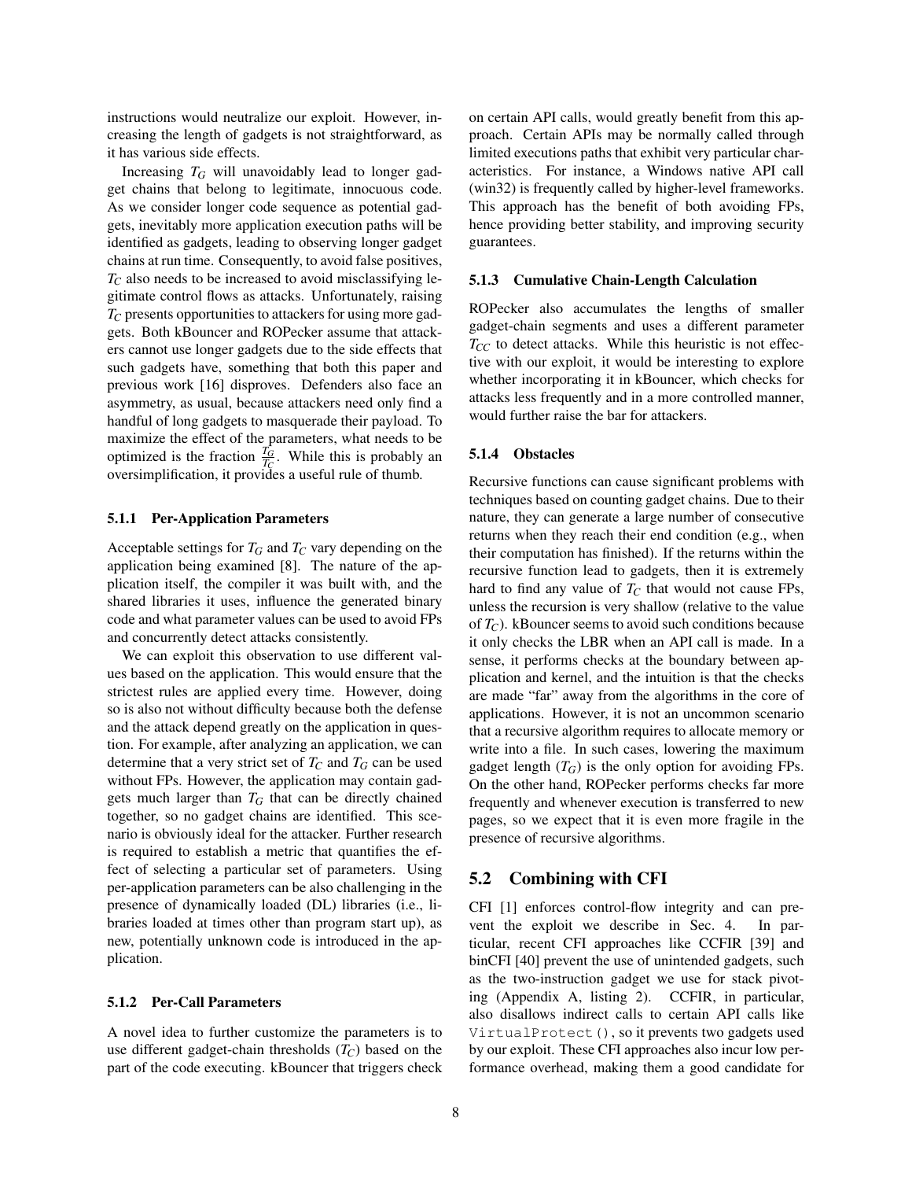instructions would neutralize our exploit. However, increasing the length of gadgets is not straightforward, as it has various side effects.

Increasing $T_G$ will unavoidably lead to longer gadget chains that belong to legitimate, innocuous code. As we consider longer code sequence as potential gadgets, inevitably more application execution paths will be identified as gadgets, leading to observing longer gadget chains at run time. Consequently, to avoid false positives, $T_C$ also needs to be increased to avoid misclassifying legitimate control flows as attacks. Unfortunately, raising $T_C$ presents opportunities to attackers for using more gadgets. Both kBouncer and ROPecker assume that attackers cannot use longer gadgets due to the side effects that such gadgets have, something that both this paper and previous work [16] disproves. Defenders also face an asymmetry, as usual, because attackers need only find a handful of long gadgets to masquerade their payload. To maximize the effect of the parameters, what needs to be optimized is the fraction $\frac{T_G}{T_C}$. While this is probably an oversimplification, it provides a useful rule of thumb.

#### 5.1.1 Per-Application Parameters

Acceptable settings for $T_G$ and $T_C$ vary depending on the application being examined [8]. The nature of the application itself, the compiler it was built with, and the shared libraries it uses, influence the generated binary code and what parameter values can be used to avoid FPs and concurrently detect attacks consistently.

We can exploit this observation to use different values based on the application. This would ensure that the strictest rules are applied every time. However, doing so is also not without difficulty because both the defense and the attack depend greatly on the application in question. For example, after analyzing an application, we can determine that a very strict set of $T_C$ and $T_G$ can be used without FPs. However, the application may contain gadgets much larger than $T_G$ that can be directly chained together, so no gadget chains are identified. This scenario is obviously ideal for the attacker. Further research is required to establish a metric that quantifies the effect of selecting a particular set of parameters. Using per-application parameters can be also challenging in the presence of dynamically loaded (DL) libraries (i.e., libraries loaded at times other than program start up), as new, potentially unknown code is introduced in the application.

#### 5.1.2 Per-Call Parameters

A novel idea to further customize the parameters is to use different gadget-chain thresholds ($T_C$) based on the part of the code executing. kBouncer that triggers check on certain API calls, would greatly benefit from this approach. Certain APIs may be normally called through limited executions paths that exhibit very particular characteristics. For instance, a Windows native API call (win32) is frequently called by higher-level frameworks. This approach has the benefit of both avoiding FPs, hence providing better stability, and improving security guarantees.

#### 5.1.3 Cumulative Chain-Length Calculation

ROPecker also accumulates the lengths of smaller gadget-chain segments and uses a different parameter $T_{CC}$ to detect attacks. While this heuristic is not effective with our exploit, it would be interesting to explore whether incorporating it in kBouncer, which checks for attacks less frequently and in a more controlled manner, would further raise the bar for attackers.

#### 5.1.4 Obstacles

Recursive functions can cause significant problems with techniques based on counting gadget chains. Due to their nature, they can generate a large number of consecutive returns when they reach their end condition (e.g., when their computation has finished). If the returns within the recursive function lead to gadgets, then it is extremely hard to find any value of $T_C$ that would not cause FPs, unless the recursion is very shallow (relative to the value of $T_C$). kBouncer seems to avoid such conditions because it only checks the LBR when an API call is made. In a sense, it performs checks at the boundary between application and kernel, and the intuition is that the checks are made "far" away from the algorithms in the core of applications. However, it is not an uncommon scenario that a recursive algorithm requires to allocate memory or write into a file. In such cases, lowering the maximum gadget length ($T_G$) is the only option for avoiding FPs. On the other hand, ROPecker performs checks far more frequently and whenever execution is transferred to new pages, so we expect that it is even more fragile in the presence of recursive algorithms.

### 5.2 Combining with CFI

CFI [1] enforces control-flow integrity and can prevent the exploit we describe in Sec. 4. In particular, recent CFI approaches like CCFIR [39] and binCFI [40] prevent the use of unintended gadgets, such as the two-instruction gadget we use for stack pivoting (Appendix A, listing 2). CCFIR, in particular, also disallows indirect calls to certain API calls like `VirtualProtect()`, so it prevents two gadgets used by our exploit. These CFI approaches also incur low performance overhead, making them a good candidate for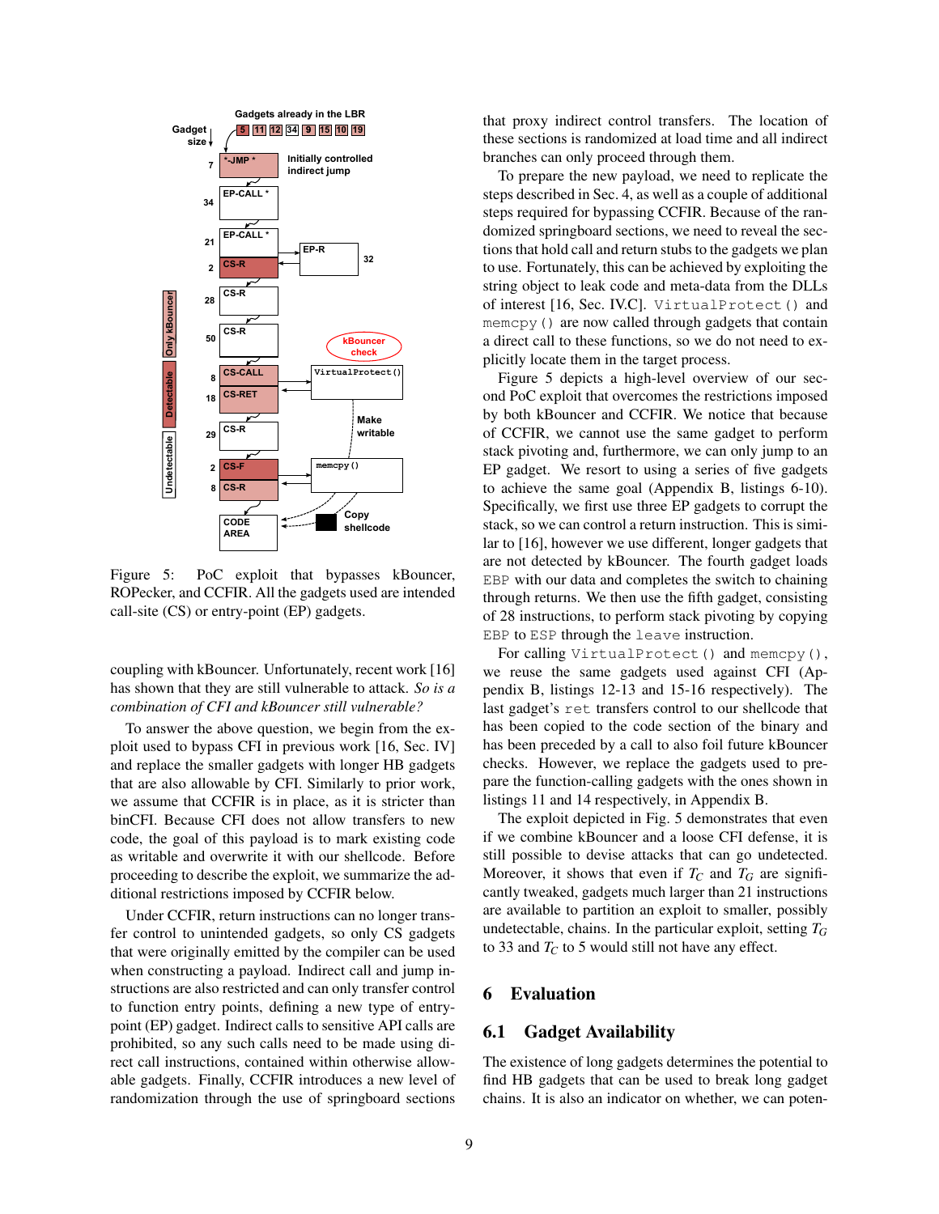Figure 5: PoC exploit that bypasses kBouncer, ROPecker, and CCFIR. All the gadgets used are intended call-site (CS) or entry-point (EP) gadgets.

coupling with kBouncer. Unfortunately, recent work [16] has shown that they are still vulnerable to attack. *So is a combination of CFI and kBouncer still vulnerable?*

To answer the above question, we begin from the exploit used to bypass CFI in previous work [16, Sec. IV] and replace the smaller gadgets with longer HB gadgets that are also allowable by CFI. Similarly to prior work, we assume that CCFIR is in place, as it is stricter than binCFI. Because CFI does not allow transfers to new code, the goal of this payload is to mark existing code as writable and overwrite it with our shellcode. Before proceeding to describe the exploit, we summarize the additional restrictions imposed by CCFIR below.

Under CCFIR, return instructions can no longer transfer control to unintended gadgets, so only CS gadgets that were originally emitted by the compiler can be used when constructing a payload. Indirect call and jump instructions are also restricted and can only transfer control to function entry points, defining a new type of entry-point (EP) gadget. Indirect calls to sensitive API calls are prohibited, so any such calls need to be made using direct call instructions, contained within otherwise allowable gadgets. Finally, CCFIR introduces a new level of randomization through the use of springboard sections that proxy indirect control transfers. The location of these sections is randomized at load time and all indirect branches can only proceed through them.

To prepare the new payload, we need to replicate the steps described in Sec. 4, as well as a couple of additional steps required for bypassing CCFIR. Because of the randomized springboard sections, we need to reveal the sections that hold call and return stubs to the gadgets we plan to use. Fortunately, this can be achieved by exploiting the string object to leak code and meta-data from the DLLs of interest [16, Sec. IV.C]. `VirtualProtect()` and `memcpy()` are now called through gadgets that contain a direct call to these functions, so we do not need to explicitly locate them in the target process.

Figure 5 depicts a high-level overview of our second PoC exploit that overcomes the restrictions imposed by both kBouncer and CCFIR. We notice that because of CCFIR, we cannot use the same gadget to perform stack pivoting and, furthermore, we can only jump to an EP gadget. We resort to using a series of five gadgets to achieve the same goal (Appendix B, listings 6-10). Specifically, we first use three EP gadgets to corrupt the stack, so we can control a return instruction. This is similar to [16], however we use different, longer gadgets that are not detected by kBouncer. The fourth gadget loads `EBP` with our data and completes the switch to chaining through returns. We then use the fifth gadget, consisting of 28 instructions, to perform stack pivoting by copying `EBP` to `ESP` through the `leave` instruction.

For calling `VirtualProtect()` and `memcpy()`, we reuse the same gadgets used against CFI (Appendix B, listings 12-13 and 15-16 respectively). The last gadget's `ret` transfers control to our shellcode that has been copied to the code section of the binary and has been preceded by a call to also foil future kBouncer checks. However, we replace the gadgets used to prepare the function-calling gadgets with the ones shown in listings 11 and 14 respectively, in Appendix B.

The exploit depicted in Fig. 5 demonstrates that even if we combine kBouncer and a loose CFI defense, it is still possible to devise attacks that can go undetected. Moreover, it shows that even if $T_C$ and $T_G$ are significantly tweaked, gadgets much larger than 21 instructions are available to partition an exploit to smaller, possibly undetectable, chains. In the particular exploit, setting $T_G$ to 33 and $T_C$ to 5 would still not have any effect.

## 6 Evaluation

### 6.1 Gadget Availability

The existence of long gadgets determines the potential to find HB gadgets that can be used to break long gadget chains. It is also an indicator on whether, we can poten-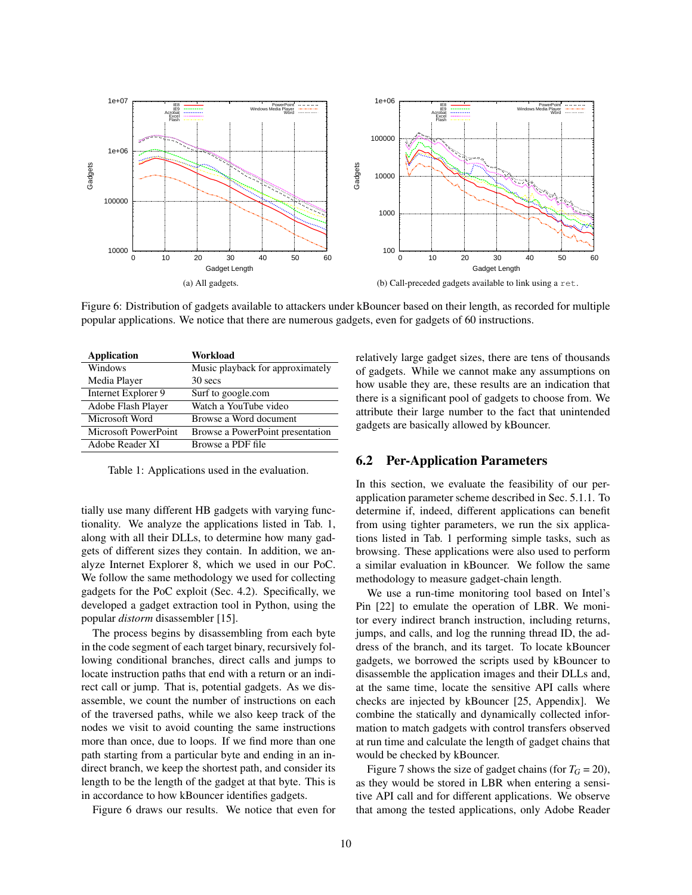(a) All gadgets.

(b) Call-preceded gadgets available to link using a `ret`.

Figure 6: Distribution of gadgets available to attackers under kBouncer based on their length, as recorded for multiple popular applications. We notice that there are numerous gadgets, even for gadgets of 60 instructions.

| Application | Workload |
|---|---|
| Windows Media Player | Music playback for approximately 30 secs |
| Internet Explorer 9 | Surf to google.com |
| Adobe Flash Player | Watch a YouTube video |
| Microsoft Word | Browse a Word document |
| Microsoft PowerPoint | Browse a PowerPoint presentation |
| Adobe Reader XI | Browse a PDF file |

Table 1: Applications used in the evaluation.

tially use many different HB gadgets with varying functionality. We analyze the applications listed in Tab. 1, along with all their DLLs, to determine how many gadgets of different sizes they contain. In addition, we analyze Internet Explorer 8, which we used in our PoC. We follow the same methodology we used for collecting gadgets for the PoC exploit (Sec. 4.2). Specifically, we developed a gadget extraction tool in Python, using the popular *distorm* disassembler [15].

The process begins by disassembling from each byte in the code segment of each target binary, recursively following conditional branches, direct calls and jumps to locate instruction paths that end with a return or an indirect call or jump. That is, potential gadgets. As we disassemble, we count the number of instructions on each of the traversed paths, while we also keep track of the nodes we visit to avoid counting the same instructions more than once, due to loops. If we find more than one path starting from a particular byte and ending in an indirect branch, we keep the shortest path, and consider its length to be the length of the gadget at that byte. This is in accordance to how kBouncer identifies gadgets.

Figure 6 draws our results. We notice that even for relatively large gadget sizes, there are tens of thousands of gadgets. While we cannot make any assumptions on how usable they are, these results are an indication that there is a significant pool of gadgets to choose from. We attribute their large number to the fact that unintended gadgets are basically allowed by kBouncer.

## 6.2 Per-Application Parameters

In this section, we evaluate the feasibility of our per-application parameter scheme described in Sec. 5.1.1. To determine if, indeed, different applications can benefit from using tighter parameters, we run the six applications listed in Tab. 1 performing simple tasks, such as browsing. These applications were also used to perform a similar evaluation in kBouncer. We follow the same methodology to measure gadget-chain length.

We use a run-time monitoring tool based on Intel's Pin [22] to emulate the operation of LBR. We monitor every indirect branch instruction, including returns, jumps, and calls, and log the running thread ID, the address of the branch, and its target. To locate kBouncer gadgets, we borrowed the scripts used by kBouncer to disassemble the application images and their DLLs and, at the same time, locate the sensitive API calls where checks are injected by kBouncer [25, Appendix]. We combine the statically and dynamically collected information to match gadgets with control transfers observed at run time and calculate the length of gadget chains that would be checked by kBouncer.

Figure 7 shows the size of gadget chains (for $T_G = 20$), as they would be stored in LBR when entering a sensitive API call and for different applications. We observe that among the tested applications, only Adobe Reader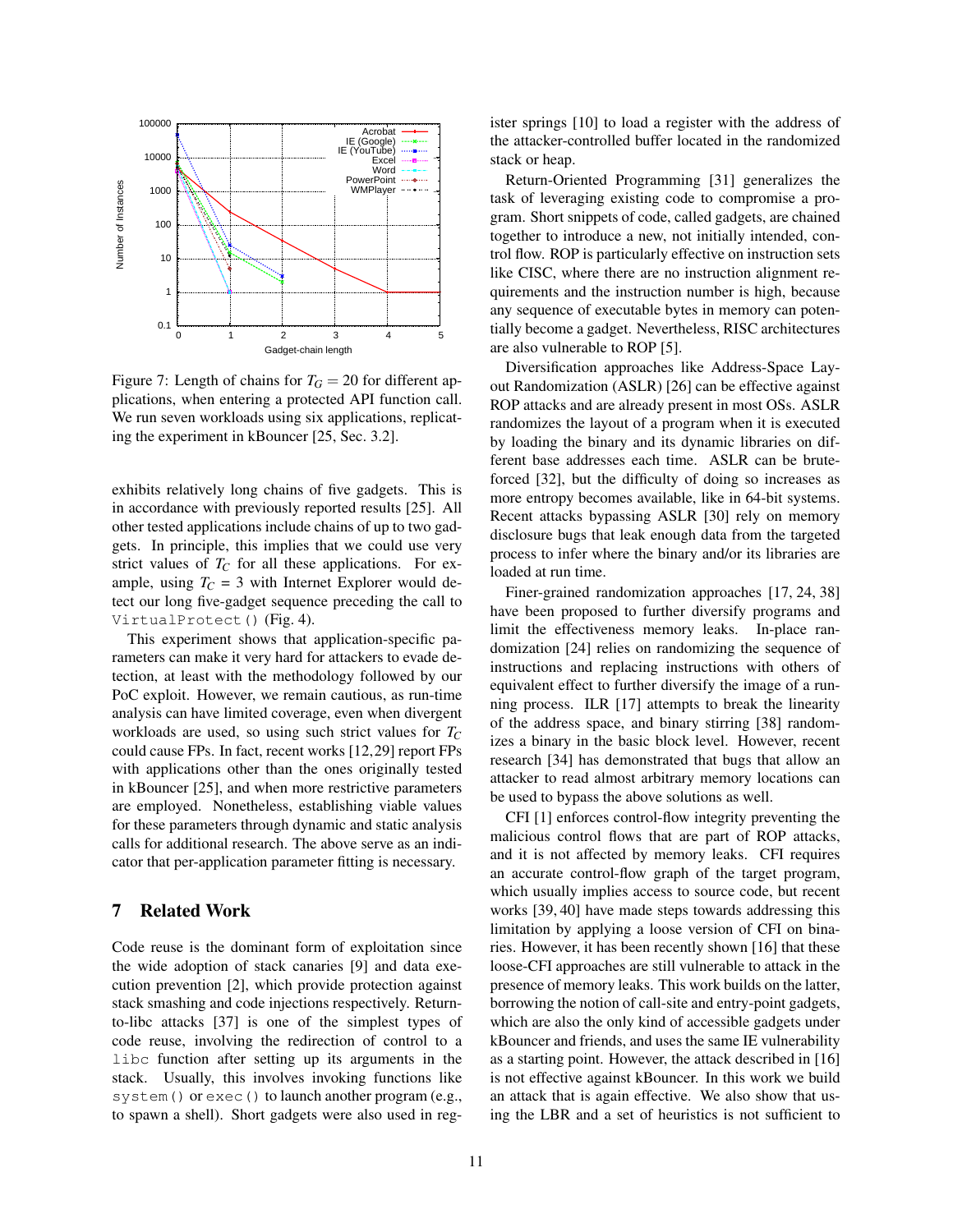Figure 7: Length of chains for $T_G = 20$ for different applications, when entering a protected API function call. We run seven workloads using six applications, replicating the experiment in kBouncer [25, Sec. 3.2].

exhibits relatively long chains of five gadgets. This is in accordance with previously reported results [25]. All other tested applications include chains of up to two gadgets. In principle, this implies that we could use very strict values of $T_C$ for all these applications. For example, using $T_C$ = 3 with Internet Explorer would detect our long five-gadget sequence preceding the call to `VirtualProtect()` (Fig. 4).

This experiment shows that application-specific parameters can make it very hard for attackers to evade detection, at least with the methodology followed by our PoC exploit. However, we remain cautious, as run-time analysis can have limited coverage, even when divergent workloads are used, so using such strict values for $T_C$ could cause FPs. In fact, recent works [12,29] report FPs with applications other than the ones originally tested in kBouncer [25], and when more restrictive parameters are employed. Nonetheless, establishing viable values for these parameters through dynamic and static analysis calls for additional research. The above serve as an indicator that per-application parameter fitting is necessary.

## 7 Related Work

Code reuse is the dominant form of exploitation since the wide adoption of stack canaries [9] and data execution prevention [2], which provide protection against stack smashing and code injections respectively. Return-to-libc attacks [37] is one of the simplest types of code reuse, involving the redirection of control to a `libc` function after setting up its arguments in the stack. Usually, this involves invoking functions like `system()` or `exec()` to launch another program (e.g., to spawn a shell). Short gadgets were also used in register springs [10] to load a register with the address of the attacker-controlled buffer located in the randomized stack or heap.

Return-Oriented Programming [31] generalizes the task of leveraging existing code to compromise a program. Short snippets of code, called gadgets, are chained together to introduce a new, not initially intended, control flow. ROP is particularly effective on instruction sets like CISC, where there are no instruction alignment requirements and the instruction number is high, because any sequence of executable bytes in memory can potentially become a gadget. Nevertheless, RISC architectures are also vulnerable to ROP [5].

Diversification approaches like Address-Space Layout Randomization (ASLR) [26] can be effective against ROP attacks and are already present in most OSs. ASLR randomizes the layout of a program when it is executed by loading the binary and its dynamic libraries on different base addresses each time. ASLR can be brute-forced [32], but the difficulty of doing so increases as more entropy becomes available, like in 64-bit systems. Recent attacks bypassing ASLR [30] rely on memory disclosure bugs that leak enough data from the targeted process to infer where the binary and/or its libraries are loaded at run time.

Finer-grained randomization approaches [17, 24, 38] have been proposed to further diversify programs and limit the effectiveness memory leaks. In-place randomization [24] relies on randomizing the sequence of instructions and replacing instructions with others of equivalent effect to further diversify the image of a running process. ILR [17] attempts to break the linearity of the address space, and binary stirring [38] randomizes a binary in the basic block level. However, recent research [34] has demonstrated that bugs that allow an attacker to read almost arbitrary memory locations can be used to bypass the above solutions as well.

CFI [1] enforces control-flow integrity preventing the malicious control flows that are part of ROP attacks, and it is not affected by memory leaks. CFI requires an accurate control-flow graph of the target program, which usually implies access to source code, but recent works [39, 40] have made steps towards addressing this limitation by applying a loose version of CFI on binaries. However, it has been recently shown [16] that these loose-CFI approaches are still vulnerable to attack in the presence of memory leaks. This work builds on the latter, borrowing the notion of call-site and entry-point gadgets, which are also the only kind of accessible gadgets under kBouncer and friends, and uses the same IE vulnerability as a starting point. However, the attack described in [16] is not effective against kBouncer. In this work we build an attack that is again effective. We also show that using the LBR and a set of heuristics is not sufficient to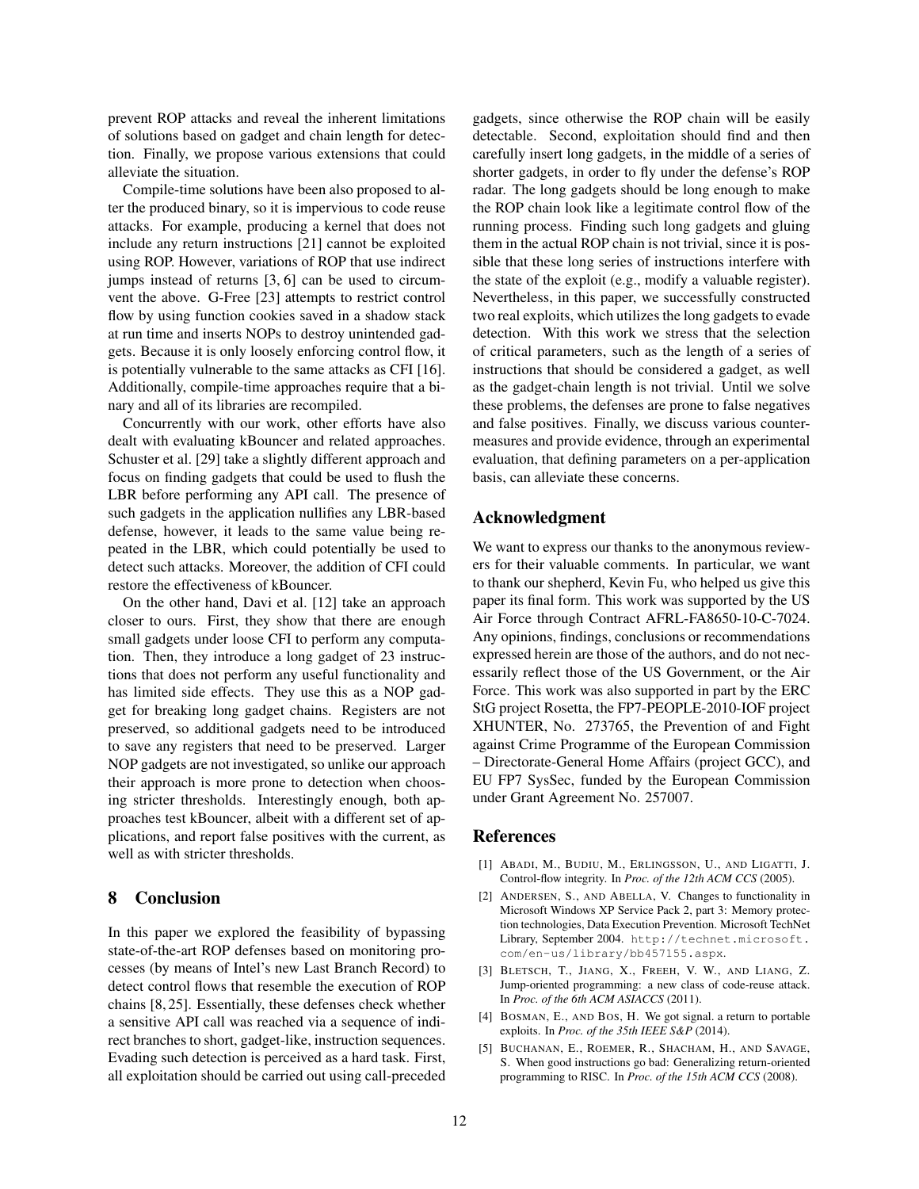prevent ROP attacks and reveal the inherent limitations of solutions based on gadget and chain length for detection. Finally, we propose various extensions that could alleviate the situation.

Compile-time solutions have been also proposed to alter the produced binary, so it is impervious to code reuse attacks. For example, producing a kernel that does not include any return instructions [21] cannot be exploited using ROP. However, variations of ROP that use indirect jumps instead of returns [3, 6] can be used to circumvent the above. G-Free [23] attempts to restrict control flow by using function cookies saved in a shadow stack at run time and inserts NOPs to destroy unintended gadgets. Because it is only loosely enforcing control flow, it is potentially vulnerable to the same attacks as CFI [16]. Additionally, compile-time approaches require that a binary and all of its libraries are recompiled.

Concurrently with our work, other efforts have also dealt with evaluating kBouncer and related approaches. Schuster et al. [29] take a slightly different approach and focus on finding gadgets that could be used to flush the LBR before performing any API call. The presence of such gadgets in the application nullifies any LBR-based defense, however, it leads to the same value being repeated in the LBR, which could potentially be used to detect such attacks. Moreover, the addition of CFI could restore the effectiveness of kBouncer.

On the other hand, Davi et al. [12] take an approach closer to ours. First, they show that there are enough small gadgets under loose CFI to perform any computation. Then, they introduce a long gadget of 23 instructions that does not perform any useful functionality and has limited side effects. They use this as a NOP gadget for breaking long gadget chains. Registers are not preserved, so additional gadgets need to be introduced to save any registers that need to be preserved. Larger NOP gadgets are not investigated, so unlike our approach their approach is more prone to detection when choosing stricter thresholds. Interestingly enough, both approaches test kBouncer, albeit with a different set of applications, and report false positives with the current, as well as with stricter thresholds.

## 8 Conclusion

In this paper we explored the feasibility of bypassing state-of-the-art ROP defenses based on monitoring processes (by means of Intel's new Last Branch Record) to detect control flows that resemble the execution of ROP chains [8, 25]. Essentially, these defenses check whether a sensitive API call was reached via a sequence of indirect branches to short, gadget-like, instruction sequences. Evading such detection is perceived as a hard task. First, all exploitation should be carried out using call-preceded gadgets, since otherwise the ROP chain will be easily detectable. Second, exploitation should find and then carefully insert long gadgets, in the middle of a series of shorter gadgets, in order to fly under the defense's ROP radar. The long gadgets should be long enough to make the ROP chain look like a legitimate control flow of the running process. Finding such long gadgets and gluing them in the actual ROP chain is not trivial, since it is possible that these long series of instructions interfere with the state of the exploit (e.g., modify a valuable register). Nevertheless, in this paper, we successfully constructed two real exploits, which utilizes the long gadgets to evade detection. With this work we stress that the selection of critical parameters, such as the length of a series of instructions that should be considered a gadget, as well as the gadget-chain length is not trivial. Until we solve these problems, the defenses are prone to false negatives and false positives. Finally, we discuss various countermeasures and provide evidence, through an experimental evaluation, that defining parameters on a per-application basis, can alleviate these concerns.

## Acknowledgment

We want to express our thanks to the anonymous reviewers for their valuable comments. In particular, we want to thank our shepherd, Kevin Fu, who helped us give this paper its final form. This work was supported by the US Air Force through Contract AFRL-FA8650-10-C-7024. Any opinions, findings, conclusions or recommendations expressed herein are those of the authors, and do not necessarily reflect those of the US Government, or the Air Force. This work was also supported in part by the ERC StG project Rosetta, the FP7-PEOPLE-2010-IOF project XHUNTER, No. 273765, the Prevention of and Fight against Crime Programme of the European Commission – Directorate-General Home Affairs (project GCC), and EU FP7 SysSec, funded by the European Commission under Grant Agreement No. 257007.

## References

[1] Abadi, M., Budiu, M., Erlingsson, U., and Ligatti, J. Control-flow integrity. In *Proc. of the 12th ACM CCS* (2005).

[2] Andersen, S., and Abella, V. Changes to functionality in Microsoft Windows XP Service Pack 2, part 3: Memory protection technologies, Data Execution Prevention. Microsoft TechNet Library, September 2004. http://technet.microsoft.com/en-us/library/bb457155.aspx.

[3] Bletsch, T., Jiang, X., Freeh, V. W., and Liang, Z. Jump-oriented programming: a new class of code-reuse attack. In *Proc. of the 6th ACM ASIACCS* (2011).

[4] Bosman, E., and Bos, H. We got signal. a return to portable exploits. In *Proc. of the 35th IEEE S&P* (2014).

[5] Buchanan, E., Roemer, R., Shacham, H., and Savage, S. When good instructions go bad: Generalizing return-oriented programming to RISC. In *Proc. of the 15th ACM CCS* (2008).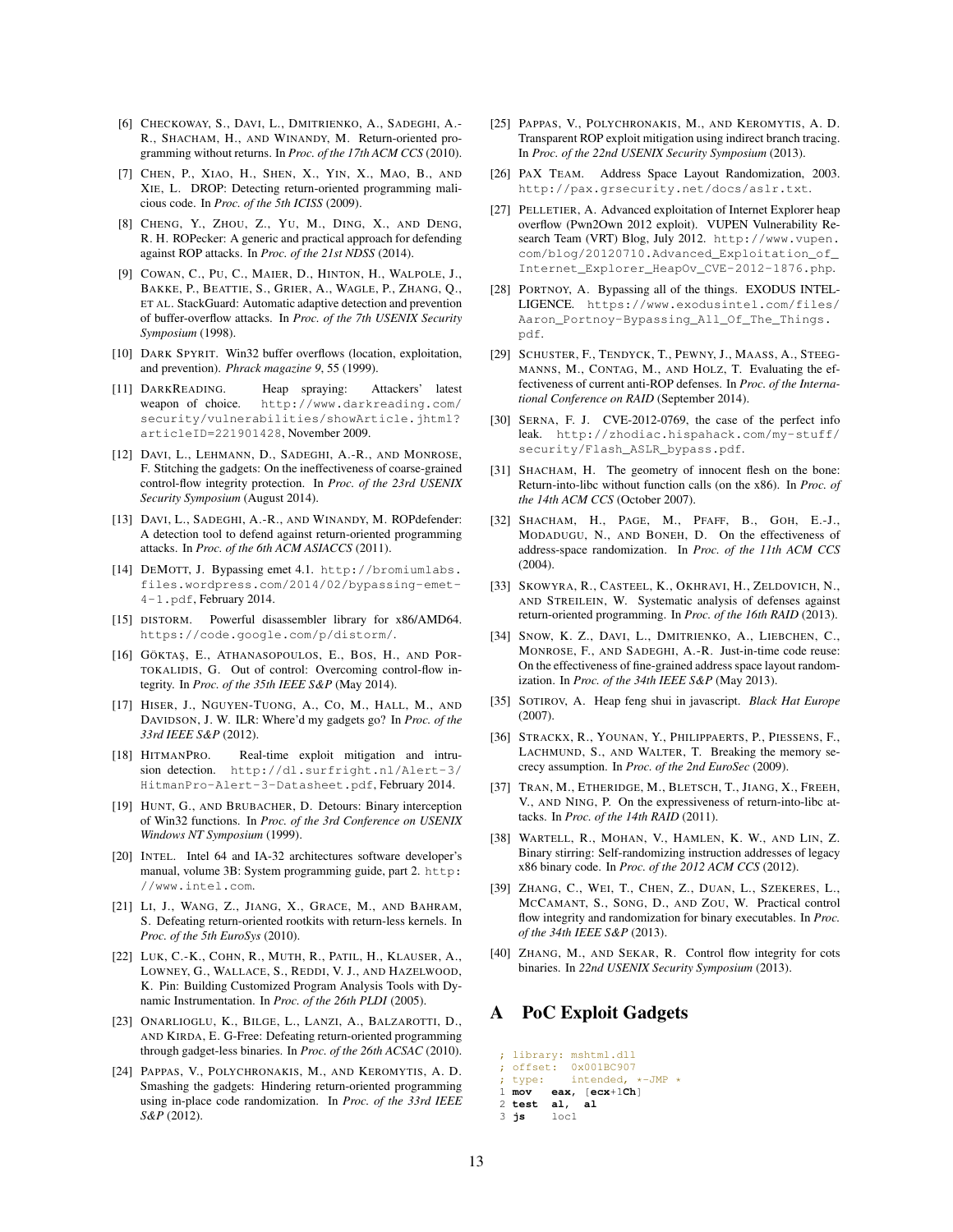[6] Checkoway, S., Davi, L., Dmitrienko, A., Sadeghi, A.-R., Shacham, H., and Winandy, M. Return-oriented programming without returns. In *Proc. of the 17th ACM CCS* (2010).

[7] Chen, P., Xiao, H., Shen, X., Yin, X., Mao, B., and Xie, L. DROP: Detecting return-oriented programming malicious code. In *Proc. of the 5th ICISS* (2009).

[8] Cheng, Y., Zhou, Z., Yu, M., Ding, X., and Deng, R. H. ROPecker: A generic and practical approach for defending against ROP attacks. In *Proc. of the 21st NDSS* (2014).

[9] Cowan, C., Pu, C., Maier, D., Hinton, H., Walpole, J., Bakke, P., Beattie, S., Grier, A., Wagle, P., Zhang, Q., et al. StackGuard: Automatic adaptive detection and prevention of buffer-overflow attacks. In *Proc. of the 7th USENIX Security Symposium* (1998).

[10] Dark Spyrit. Win32 buffer overflows (location, exploitation, and prevention). *Phrack magazine 9*, 55 (1999).

[11] DarkReading. Heap spraying: Attackers' latest weapon of choice. `http://www.darkreading.com/security/vulnerabilities/showArticle.jhtml?articleID=221901428`, November 2009.

[12] Davi, L., Lehmann, D., Sadeghi, A.-R., and Monrose, F. Stitching the gadgets: On the ineffectiveness of coarse-grained control-flow integrity protection. In *Proc. of the 23rd USENIX Security Symposium* (August 2014).

[13] Davi, L., Sadeghi, A.-R., and Winandy, M. ROPdefender: A detection tool to defend against return-oriented programming attacks. In *Proc. of the 6th ACM ASIACCS* (2011).

[14] DeMott, J. Bypassing emet 4.1. `http://bromiumlabs.files.wordpress.com/2014/02/bypassing-emet-4-1.pdf`, February 2014.

[15] distorm. Powerful disassembler library for x86/AMD64. `https://code.google.com/p/distorm/`.

[16] Göktaş, E., Athanasopoulos, E., Bos, H., and Portokalidis, G. Out of control: Overcoming control-flow integrity. In *Proc. of the 35th IEEE S&P* (May 2014).

[17] Hiser, J., Nguyen-Tuong, A., Co, M., Hall, M., and Davidson, J. W. ILR: Where'd my gadgets go? In *Proc. of the 33rd IEEE S&P* (2012).

[18] HitmanPro. Real-time exploit mitigation and intrusion detection. `http://dl.surfright.nl/Alert-3/HitmanPro-Alert-3-Datasheet.pdf`, February 2014.

[19] Hunt, G., and Brubacher, D. Detours: Binary interception of Win32 functions. In *Proc. of the 3rd Conference on USENIX Windows NT Symposium* (1999).

[20] Intel. Intel 64 and IA-32 architectures software developer's manual, volume 3B: System programming guide, part 2. `http://www.intel.com`.

[21] Li, J., Wang, Z., Jiang, X., Grace, M., and Bahram, S. Defeating return-oriented rootkits with return-less kernels. In *Proc. of the 5th EuroSys* (2010).

[22] Luk, C.-K., Cohn, R., Muth, R., Patil, H., Klauser, A., Lowney, G., Wallace, S., Reddi, V. J., and Hazelwood, K. Pin: Building Customized Program Analysis Tools with Dynamic Instrumentation. In *Proc. of the 26th PLDI* (2005).

[23] Onarlioglu, K., Bilge, L., Lanzi, A., Balzarotti, D., and Kirda, E. G-Free: Defeating return-oriented programming through gadget-less binaries. In *Proc. of the 26th ACSAC* (2010).

[24] Pappas, V., Polychronakis, M., and Keromytis, A. D. Smashing the gadgets: Hindering return-oriented programming using in-place code randomization. In *Proc. of the 33rd IEEE S&P* (2012).

[25] Pappas, V., Polychronakis, M., and Keromytis, A. D. Transparent ROP exploit mitigation using indirect branch tracing. In *Proc. of the 22nd USENIX Security Symposium* (2013).

[26] PaX Team. Address Space Layout Randomization, 2003. `http://pax.grsecurity.net/docs/aslr.txt`.

[27] Pelletier, A. Advanced exploitation of Internet Explorer heap overflow (Pwn2Own 2012 exploit). VUPEN Vulnerability Research Team (VRT) Blog, July 2012. `http://www.vupen.com/blog/20120710.Advanced_Exploitation_of_Internet_Explorer_HeapOv_CVE-2012-1876.php`.

[28] Portnoy, A. Bypassing all of the things. EXODUS INTELLIGENCE. `https://www.exodusintel.com/files/Aaron_Portnoy-Bypassing_All_Of_The_Things.pdf`.

[29] Schuster, F., Tendyck, T., Pewny, J., Maass, A., Steegmanns, M., Contag, M., and Holz, T. Evaluating the effectiveness of current anti-ROP defenses. In *Proc. of the International Conference on RAID* (September 2014).

[30] Serna, F. J. CVE-2012-0769, the case of the perfect info leak. `http://zhodiac.hispahack.com/my-stuff/security/Flash_ASLR_bypass.pdf`.

[31] Shacham, H. The geometry of innocent flesh on the bone: Return-into-libc without function calls (on the x86). In *Proc. of the 14th ACM CCS* (October 2007).

[32] Shacham, H., Page, M., Pfaff, B., Goh, E.-J., Modadugu, N., and Boneh, D. On the effectiveness of address-space randomization. In *Proc. of the 11th ACM CCS* (2004).

[33] Skowyra, R., Casteel, K., Okhravi, H., Zeldovich, N., and Streilein, W. Systematic analysis of defenses against return-oriented programming. In *Proc. of the 16th RAID* (2013).

[34] Snow, K. Z., Davi, L., Dmitrienko, A., Liebchen, C., Monrose, F., and Sadeghi, A.-R. Just-in-time code reuse: On the effectiveness of fine-grained address space layout randomization. In *Proc. of the 34th IEEE S&P* (May 2013).

[35] Sotirov, A. Heap feng shui in javascript. *Black Hat Europe* (2007).

[36] Strackx, R., Younan, Y., Philippaerts, P., Piessens, F., Lachmund, S., and Walter, T. Breaking the memory secrecy assumption. In *Proc. of the 2nd EuroSec* (2009).

[37] Tran, M., Etheridge, M., Bletsch, T., Jiang, X., Freeh, V., and Ning, P. On the expressiveness of return-into-libc attacks. In *Proc. of the 14th RAID* (2011).

[38] Wartell, R., Mohan, V., Hamlen, K. W., and Lin, Z. Binary stirring: Self-randomizing instruction addresses of legacy x86 binary code. In *Proc. of the 2012 ACM CCS* (2012).

[39] Zhang, C., Wei, T., Chen, Z., Duan, L., Szekeres, L., McCamant, S., Song, D., and Zou, W. Practical control flow integrity and randomization for binary executables. In *Proc. of the 34th IEEE S&P* (2013).

[40] Zhang, M., and Sekar, R. Control flow integrity for cots binaries. In *22nd USENIX Security Symposium* (2013).

# A PoC Exploit Gadgets

```
; library: mshtml.dll
; offset:  0x001BC907
; type:    intended, *-JMP *
1 mov   eax, [ecx+1Ch]
2 test  al,  al
3 js    loc1
```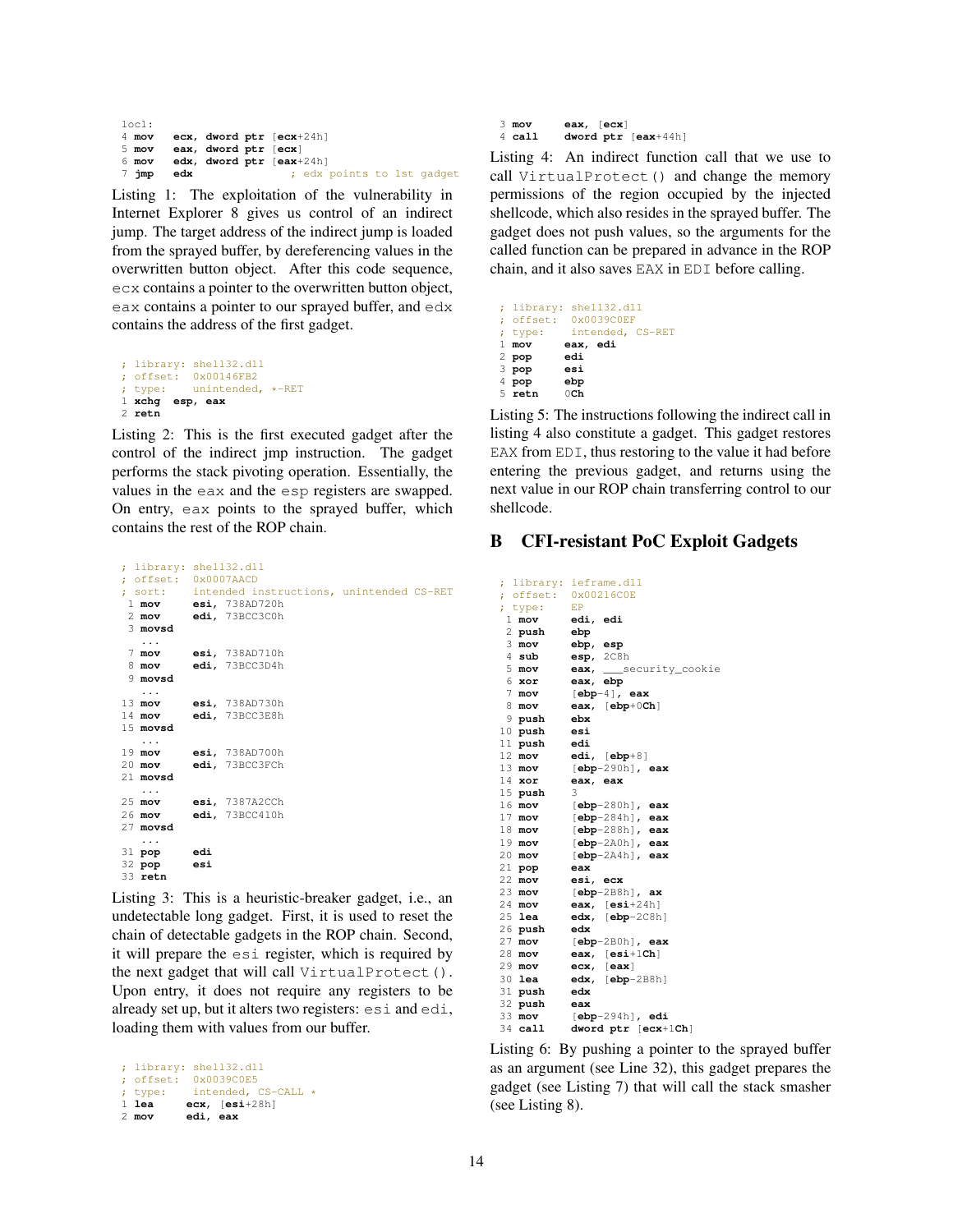```
loc1:
4 mov    ecx, dword ptr [ecx+24h]
5 mov    eax, dword ptr [ecx]
6 mov    edx, dword ptr [eax+24h]
7 jmp    edx              ; edx points to 1st gadget
```

Listing 1: The exploitation of the vulnerability in Internet Explorer 8 gives us control of an indirect jump. The target address of the indirect jump is loaded from the sprayed buffer, by dereferencing values in the overwritten button object. After this code sequence, `ecx` contains a pointer to the overwritten button object, `eax` contains a pointer to our sprayed buffer, and `edx` contains the address of the first gadget.

```
; library: shell32.dll
; offset:  0x00146FB2
; type:    unintended, *-RET
1 xchg  esp, eax
2 retn
```

Listing 2: This is the first executed gadget after the control of the indirect jmp instruction. The gadget performs the stack pivoting operation. Essentially, the values in the `eax` and the `esp` registers are swapped. On entry, `eax` points to the sprayed buffer, which contains the rest of the ROP chain.

```
; library: shell32.dll
; offset:  0x0007AACD
; sort:    intended instructions, unintended CS-RET
 1 mov     esi, 738AD720h
 2 mov     edi, 73BCC3C0h
 3 movsd
   ...
 7 mov     esi, 738AD710h
 8 mov     edi, 73BCC3D4h
 9 movsd
   ...
13 mov     esi, 738AD730h
14 mov     edi, 73BCC3E8h
15 movsd
   ...
19 mov     esi, 738AD700h
20 mov     edi, 73BCC3FCh
21 movsd
   ...
25 mov     esi, 7387A2CCh
26 mov     edi, 73BCC410h
27 movsd
   ...
31 pop     edi
32 pop     esi
33 retn
```

Listing 3: This is a heuristic-breaker gadget, i.e., an undetectable long gadget. First, it is used to reset the chain of detectable gadgets in the ROP chain. Second, it will prepare the `esi` register, which is required by the next gadget that will call `VirtualProtect()`. Upon entry, it does not require any registers to be already set up, but it alters two registers: `esi` and `edi`, loading them with values from our buffer.

```
; library: shell32.dll
; offset:  0x0039C0E5
; type:    intended, CS-CALL *
1 lea     ecx, [esi+28h]
2 mov     edi, eax
3 mov     eax, [ecx]
4 call    dword ptr [eax+44h]
```

Listing 4: An indirect function call that we use to call `VirtualProtect()` and change the memory permissions of the region occupied by the injected shellcode, which also resides in the sprayed buffer. The gadget does not push values, so the arguments for the called function can be prepared in advance in the ROP chain, and it also saves `EAX` in `EDI` before calling.

```
; library: shell32.dll
; offset:  0x0039C0EF
; type:    intended, CS-RET
1 mov     eax, edi
2 pop     edi
3 pop     esi
4 pop     ebp
5 retn    0Ch
```

Listing 5: The instructions following the indirect call in listing 4 also constitute a gadget. This gadget restores `EAX` from `EDI`, thus restoring to the value it had before entering the previous gadget, and returns using the next value in our ROP chain transferring control to our shellcode.

## B CFI-resistant PoC Exploit Gadgets

```
; library: ieframe.dll
; offset:  0x00216C0E
; type:    EP
 1 mov     edi, edi
 2 push    ebp
 3 mov     ebp, esp
 4 sub     esp, 2C8h
 5 mov     eax, ___security_cookie
 6 xor     eax, ebp
 7 mov     [ebp-4], eax
 8 mov     eax, [ebp+0Ch]
 9 push    ebx
10 push    esi
11 push    edi
12 mov     edi, [ebp+8]
13 mov     [ebp-290h], eax
14 xor     eax, eax
15 push    3
16 mov     [ebp-280h], eax
17 mov     [ebp-284h], eax
18 mov     [ebp-288h], eax
19 mov     [ebp-2A0h], eax
20 mov     [ebp-2A4h], eax
21 pop     eax
22 mov     esi, ecx
23 mov     [ebp-2B8h], ax
24 mov     eax, [esi+24h]
25 lea     edx, [ebp-2C8h]
26 push    edx
27 mov     [ebp-2B0h], eax
28 mov     eax, [esi+1Ch]
29 mov     ecx, [eax]
30 lea     edx, [ebp-2B8h]
31 push    edx
32 push    eax
33 mov     [ebp-294h], edi
34 call    dword ptr [ecx+1Ch]
```

Listing 6: By pushing a pointer to the sprayed buffer as an argument (see Line 32), this gadget prepares the gadget (see Listing 7) that will call the stack smasher (see Listing 8).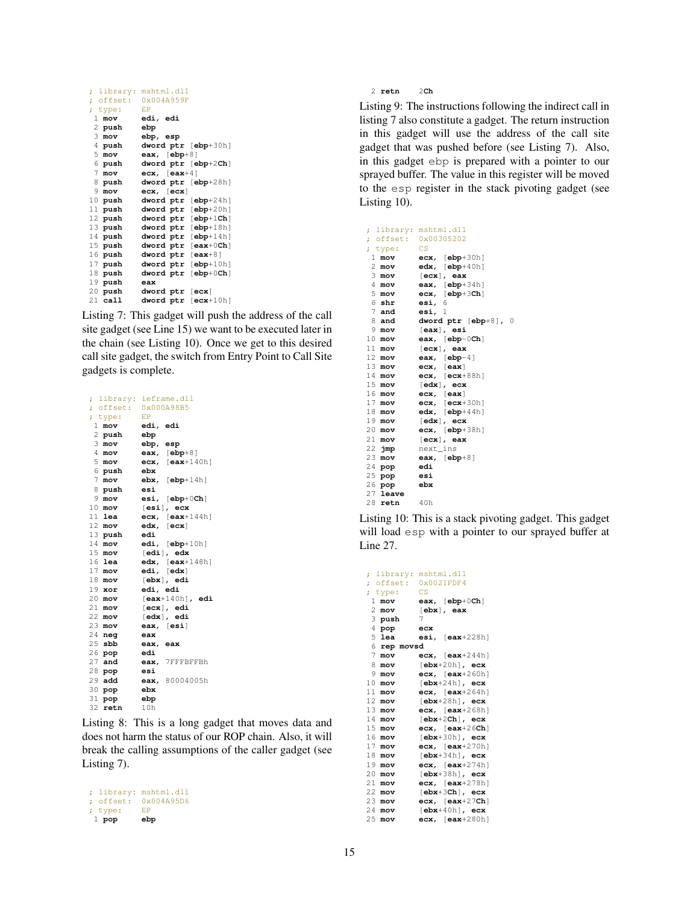```
; library: mshtml.dll
; offset:  0x004A959F
; type:    EP
 1 mov     edi, edi
 2 push    ebp
 3 mov     ebp, esp
 4 push    dword ptr [ebp+30h]
 5 mov     eax, [ebp+8]
 6 push    dword ptr [ebp+2Ch]
 7 mov     ecx, [eax+4]
 8 push    dword ptr [ebp+28h]
 9 mov     ecx, [ecx]
10 push    dword ptr [ebp+24h]
11 push    dword ptr [ebp+20h]
12 push    dword ptr [ebp+1Ch]
13 push    dword ptr [ebp+18h]
14 push    dword ptr [ebp+14h]
15 push    dword ptr [eax+0Ch]
16 push    dword ptr [eax+8]
17 push    dword ptr [ebp+10h]
18 push    dword ptr [ebp+0Ch]
19 push    eax
20 push    dword ptr [ecx]
21 call    dword ptr [ecx+10h]
```

Listing 7: This gadget will push the address of the call site gadget (see Line 15) we want to be executed later in the chain (see Listing 10). Once we get to this desired call site gadget, the switch from Entry Point to Call Site gadgets is complete.

```
; library: ieframe.dll
; offset:  0x000A98B5
; type:    EP
 1 mov     edi, edi
 2 push    ebp
 3 mov     ebp, esp
 4 mov     eax, [ebp+8]
 5 mov     ecx, [eax+140h]
 6 push    ebx
 7 mov     ebx, [ebp+14h]
 8 push    esi
 9 mov     esi, [ebp+0Ch]
10 mov     [esi], ecx
11 lea     ecx, [eax+144h]
12 mov     edx, [ecx]
13 push    edi
14 mov     edi, [ebp+10h]
15 mov     [edi], edx
16 lea     edx, [eax+148h]
17 mov     edi, [edx]
18 mov     [ebx], edi
19 xor     edi, edi
20 mov     [eax+140h], edi
21 mov     [ecx], edi
22 mov     [edx], edi
23 mov     eax, [esi]
24 neg     eax
25 sbb     eax, eax
26 pop     edi
27 and     eax, 7FFFBFFBh
28 pop     esi
29 add     eax, 80004005h
30 pop     ebx
31 pop     ebp
32 retn    10h
```

Listing 8: This is a long gadget that moves data and does not harm the status of our ROP chain. Also, it will break the calling assumptions of the caller gadget (see Listing 7).

```
; library: mshtml.dll
; offset:  0x004A95D6
; type:    EP
 1 pop     ebp
 2 retn    2Ch
```

Listing 9: The instructions following the indirect call in listing 7 also constitute a gadget. The return instruction in this gadget will use the address of the call site gadget that was pushed before (see Listing 7). Also, in this gadget ebp is prepared with a pointer to our sprayed buffer. The value in this register will be moved to the esp register in the stack pivoting gadget (see Listing 10).

```
; library: mshtml.dll
; offset:  0x00305202
; type:    CS
 1 mov     ecx, [ebp+30h]
 2 mov     edx, [ebp+40h]
 3 mov     [ecx], eax
 4 mov     eax, [ebp+34h]
 5 mov     ecx, [ebp+3Ch]
 6 shr     esi, 6
 7 and     esi, 1
 8 and     dword ptr [ebp+8], 0
 9 mov     [eax], esi
10 mov     eax, [ebp-0Ch]
11 mov     [ecx], eax
12 mov     eax, [ebp-4]
13 mov     ecx, [eax]
14 mov     ecx, [ecx+88h]
15 mov     [edx], ecx
16 mov     ecx, [eax]
17 mov     ecx, [ecx+30h]
18 mov     edx, [ebp+44h]
19 mov     [edx], ecx
20 mov     ecx, [ebp+38h]
21 mov     [ecx], eax
22 jmp     next_ins
23 mov     eax, [ebp+8]
24 pop     edi
25 pop     esi
26 pop     ebx
27 leave
28 retn    40h
```

Listing 10: This is a stack pivoting gadget. This gadget will load esp with a pointer to our sprayed buffer at Line 27.

```
; library: mshtml.dll
; offset:  0x0021FDF4
; type:    CS
 1 mov     eax, [ebp+0Ch]
 2 mov     [ebx], eax
 3 push    7
 4 pop     ecx
 5 lea     esi, [eax+228h]
 6 rep movsd
 7 mov     ecx, [eax+244h]
 8 mov     [ebx+20h], ecx
 9 mov     ecx, [eax+260h]
10 mov     [ebx+24h], ecx
11 mov     ecx, [eax+264h]
12 mov     [ebx+28h], ecx
13 mov     ecx, [eax+268h]
14 mov     [ebx+2Ch], ecx
15 mov     ecx, [eax+26Ch]
16 mov     [ebx+30h], ecx
17 mov     ecx, [eax+270h]
18 mov     [ebx+34h], ecx
19 mov     ecx, [eax+274h]
20 mov     [ebx+38h], ecx
21 mov     ecx, [eax+278h]
22 mov     [ebx+3Ch], ecx
23 mov     ecx, [eax+27Ch]
24 mov     [ebx+40h], ecx
25 mov     ecx, [eax+280h]
```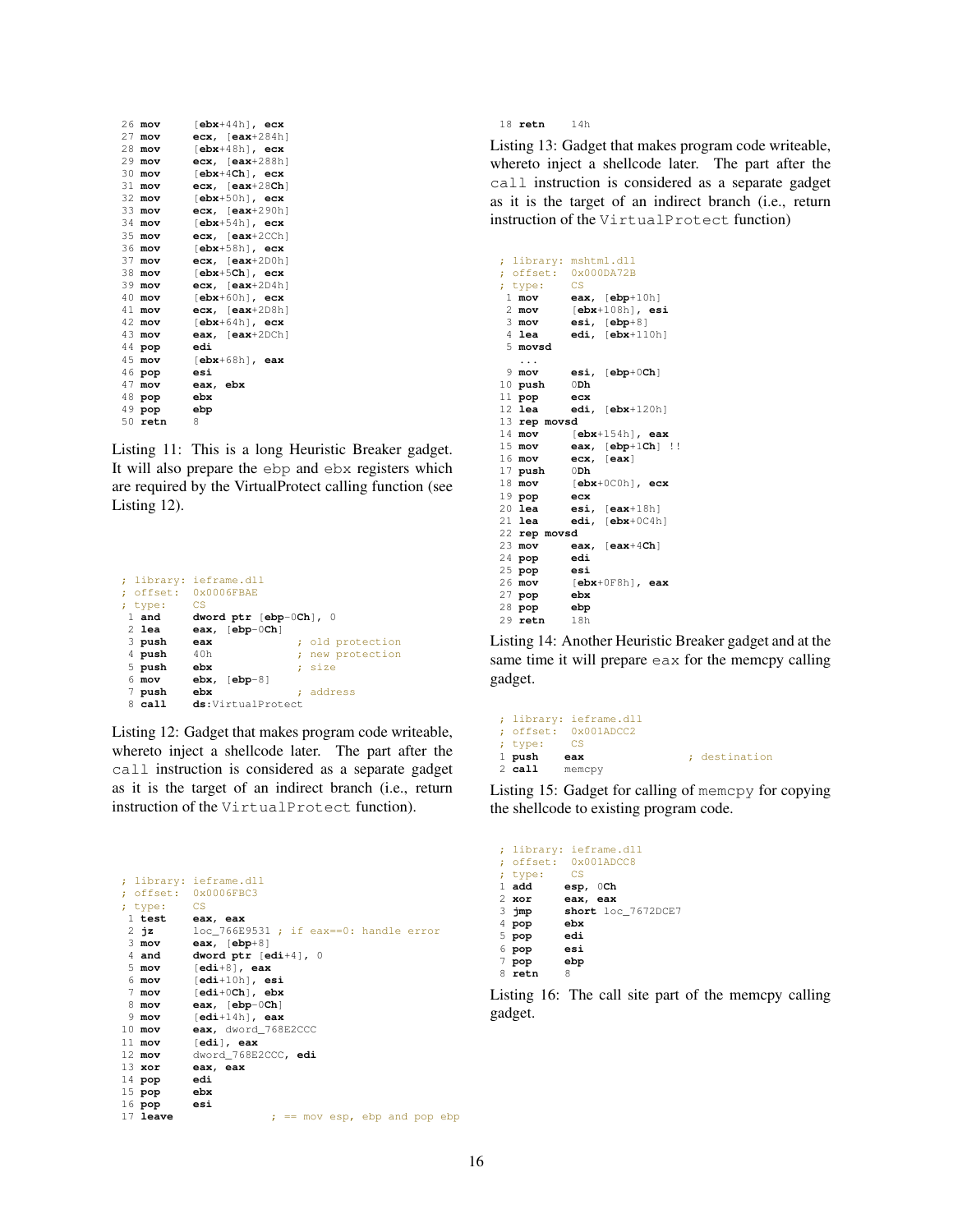```
26 mov     [ebx+44h], ecx
27 mov     ecx, [eax+284h]
28 mov     [ebx+48h], ecx
29 mov     ecx, [eax+288h]
30 mov     [ebx+4Ch], ecx
31 mov     ecx, [eax+28Ch]
32 mov     [ebx+50h], ecx
33 mov     ecx, [eax+290h]
34 mov     [ebx+54h], ecx
35 mov     ecx, [eax+2CCh]
36 mov     [ebx+58h], ecx
37 mov     ecx, [eax+2D0h]
38 mov     [ebx+5Ch], ecx
39 mov     ecx, [eax+2D4h]
40 mov     [ebx+60h], ecx
41 mov     ecx, [eax+2D8h]
42 mov     [ebx+64h], ecx
43 mov     eax, [eax+2DCh]
44 pop     edi
45 mov     [ebx+68h], eax
46 pop     esi
47 mov     eax, ebx
48 pop     ebx
49 pop     ebp
50 retn    8
```

Listing 11: This is a long Heuristic Breaker gadget. It will also prepare the ebp and ebx registers which are required by the VirtualProtect calling function (see Listing 12).

```
; library: ieframe.dll
; offset:  0x0006FBAE
; type:    CS
 1 and     dword ptr [ebp-0Ch], 0
 2 lea     eax, [ebp-0Ch]
 3 push    eax             ; old protection
 4 push    40h             ; new protection
 5 push    ebx             ; size
 6 mov     ebx, [ebp-8]
 7 push    ebx             ; address
 8 call    ds:VirtualProtect
```

Listing 12: Gadget that makes program code writeable, whereto inject a shellcode later. The part after the call instruction is considered as a separate gadget as it is the target of an indirect branch (i.e., return instruction of the VirtualProtect function).

```
; library: ieframe.dll
; offset:  0x0006FBC3
; type:    CS
 1 test    eax, eax
 2 jz      loc_766E9531 ; if eax==0: handle error
 3 mov     eax, [ebp+8]
 4 and     dword ptr [edi+4], 0
 5 mov     [edi+8], eax
 6 mov     [edi+10h], esi
 7 mov     [edi+0Ch], ebx
 8 mov     eax, [ebp-0Ch]
 9 mov     [edi+14h], eax
10 mov     eax, dword_768E2CCC
11 mov     [edi], eax
12 mov     dword_768E2CCC, edi
13 xor     eax, eax
14 pop     edi
15 pop     ebx
16 pop     esi
17 leave              ; == mov esp, ebp and pop ebp
18 retn    14h
```

Listing 13: Gadget that makes program code writeable, whereto inject a shellcode later. The part after the call instruction is considered as a separate gadget as it is the target of an indirect branch (i.e., return instruction of the VirtualProtect function)

```
; library: mshtml.dll
; offset:  0x000DA72B
; type:    CS
 1 mov     eax, [ebp+10h]
 2 mov     [ebx+108h], esi
 3 mov     esi, [ebp+8]
 4 lea     edi, [ebx+110h]
 5 movsd
   ...
 9 mov     esi, [ebp+0Ch]
10 push    0Dh
11 pop     ecx
12 lea     edi, [ebx+120h]
13 rep movsd
14 mov     [ebx+154h], eax
15 mov     eax, [ebp+1Ch] !!
16 mov     ecx, [eax]
17 push    0Dh
18 mov     [ebx+0C0h], ecx
19 pop     ecx
20 lea     esi, [eax+18h]
21 lea     edi, [ebx+0C4h]
22 rep movsd
23 mov     eax, [eax+4Ch]
24 pop     edi
25 pop     esi
26 mov     [ebx+0F8h], eax
27 pop     ebx
28 pop     ebp
29 retn    18h
```

Listing 14: Another Heuristic Breaker gadget and at the same time it will prepare eax for the memcpy calling gadget.

```
; library: ieframe.dll
; offset:  0x001ADCC2
; type:    CS
1 push     eax              ; destination
2 call     memcpy
```

Listing 15: Gadget for calling of memcpy for copying the shellcode to existing program code.

```
; library: ieframe.dll
; offset:  0x001ADCC8
; type:    CS
1 add      esp, 0Ch
2 xor      eax, eax
3 jmp      short loc_7672DCE7
4 pop      ebx
5 pop      edi
6 pop      esi
7 pop      ebp
8 retn     8
```

Listing 16: The call site part of the memcpy calling gadget.